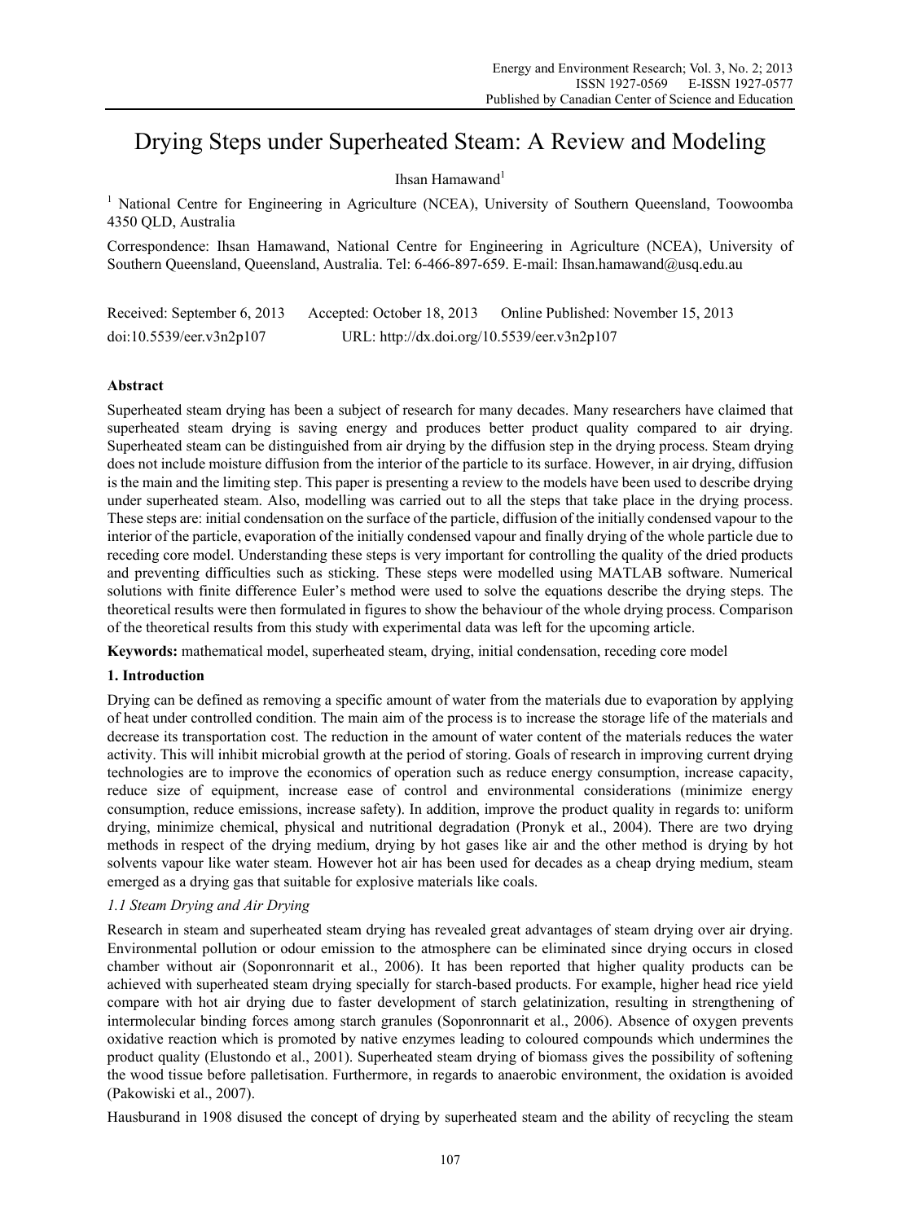# Drying Steps under Superheated Steam: A Review and Modeling

Ihsan Hamawand[1]

[1] National Centre for Engineering in Agriculture (NCEA), University of Southern Queensland, Toowoomba 4350 QLD, Australia

Correspondence: Ihsan Hamawand, National Centre for Engineering in Agriculture (NCEA), University of Southern Queensland, Queensland, Australia. Tel: 6-466-897-659. E-mail: Ihsan.hamawand@usq.edu.au

Received: September 6, 2013 Accepted: October 18, 2013 Online Published: November 15, 2013

doi:10.5539/eer.v3n2p107 URL: http://dx.doi.org/10.5539/eer.v3n2p107

## Abstract

Superheated steam drying has been a subject of research for many decades. Many researchers have claimed that superheated steam drying is saving energy and produces better product quality compared to air drying. Superheated steam can be distinguished from air drying by the diffusion step in the drying process. Steam drying does not include moisture diffusion from the interior of the particle to its surface. However, in air drying, diffusion is the main and the limiting step. This paper is presenting a review to the models have been used to describe drying under superheated steam. Also, modelling was carried out to all the steps that take place in the drying process. These steps are: initial condensation on the surface of the particle, diffusion of the initially condensed vapour to the interior of the particle, evaporation of the initially condensed vapour and finally drying of the whole particle due to receding core model. Understanding these steps is very important for controlling the quality of the dried products and preventing difficulties such as sticking. These steps were modelled using MATLAB software. Numerical solutions with finite difference Euler's method were used to solve the equations describe the drying steps. The theoretical results were then formulated in figures to show the behaviour of the whole drying process. Comparison of the theoretical results from this study with experimental data was left for the upcoming article.

**Keywords:** mathematical model, superheated steam, drying, initial condensation, receding core model

## 1. Introduction

Drying can be defined as removing a specific amount of water from the materials due to evaporation by applying of heat under controlled condition. The main aim of the process is to increase the storage life of the materials and decrease its transportation cost. The reduction in the amount of water content of the materials reduces the water activity. This will inhibit microbial growth at the period of storing. Goals of research in improving current drying technologies are to improve the economics of operation such as reduce energy consumption, increase capacity, reduce size of equipment, increase ease of control and environmental considerations (minimize energy consumption, reduce emissions, increase safety). In addition, improve the product quality in regards to: uniform drying, minimize chemical, physical and nutritional degradation (Pronyk et al., 2004). There are two drying methods in respect of the drying medium, drying by hot gases like air and the other method is drying by hot solvents vapour like water steam. However hot air has been used for decades as a cheap drying medium, steam emerged as a drying gas that suitable for explosive materials like coals.

### *1.1 Steam Drying and Air Drying*

Research in steam and superheated steam drying has revealed great advantages of steam drying over air drying. Environmental pollution or odour emission to the atmosphere can be eliminated since drying occurs in closed chamber without air (Soponronnarit et al., 2006). It has been reported that higher quality products can be achieved with superheated steam drying specially for starch-based products. For example, higher head rice yield compare with hot air drying due to faster development of starch gelatinization, resulting in strengthening of intermolecular binding forces among starch granules (Soponronnarit et al., 2006). Absence of oxygen prevents oxidative reaction which is promoted by native enzymes leading to coloured compounds which undermines the product quality (Elustondo et al., 2001). Superheated steam drying of biomass gives the possibility of softening the wood tissue before palletisation. Furthermore, in regards to anaerobic environment, the oxidation is avoided (Pakowiski et al., 2007).

Hausburand in 1908 disused the concept of drying by superheated steam and the ability of recycling the steam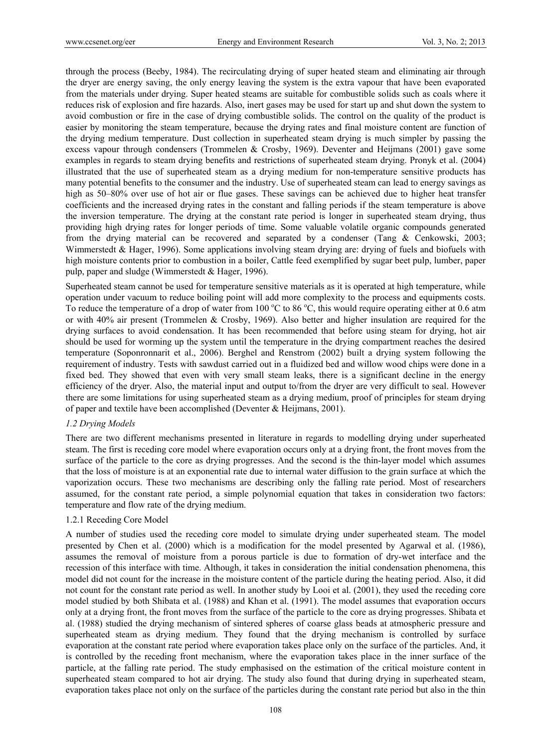through the process (Beeby, 1984). The recirculating drying of super heated steam and eliminating air through the dryer are energy saving, the only energy leaving the system is the extra vapour that have been evaporated from the materials under drying. Super heated steams are suitable for combustible solids such as coals where it reduces risk of explosion and fire hazards. Also, inert gases may be used for start up and shut down the system to avoid combustion or fire in the case of drying combustible solids. The control on the quality of the product is easier by monitoring the steam temperature, because the drying rates and final moisture content are function of the drying medium temperature. Dust collection in superheated steam drying is much simpler by passing the excess vapour through condensers (Trommelen & Crosby, 1969). Deventer and Heijmans (2001) gave some examples in regards to steam drying benefits and restrictions of superheated steam drying. Pronyk et al. (2004) illustrated that the use of superheated steam as a drying medium for non-temperature sensitive products has many potential benefits to the consumer and the industry. Use of superheated steam can lead to energy savings as high as 50–80% over use of hot air or flue gases. These savings can be achieved due to higher heat transfer coefficients and the increased drying rates in the constant and falling periods if the steam temperature is above the inversion temperature. The drying at the constant rate period is longer in superheated steam drying, thus providing high drying rates for longer periods of time. Some valuable volatile organic compounds generated from the drying material can be recovered and separated by a condenser (Tang & Cenkowski, 2003; Wimmerstedt & Hager, 1996). Some applications involving steam drying are: drying of fuels and biofuels with high moisture contents prior to combustion in a boiler, Cattle feed exemplified by sugar beet pulp, lumber, paper pulp, paper and sludge (Wimmerstedt & Hager, 1996).

Superheated steam cannot be used for temperature sensitive materials as it is operated at high temperature, while operation under vacuum to reduce boiling point will add more complexity to the process and equipments costs. To reduce the temperature of a drop of water from 100 $^oC$ to 86 $^oC$, this would require operating either at 0.6 atm or with 40% air present (Trommelen & Crosby, 1969). Also better and higher insulation are required for the drying surfaces to avoid condensation. It has been recommended that before using steam for drying, hot air should be used for worming up the system until the temperature in the drying compartment reaches the desired temperature (Soponronnarit et al., 2006). Berghel and Renstrom (2002) built a drying system following the requirement of industry. Tests with sawdust carried out in a fluidized bed and willow wood chips were done in a fixed bed. They showed that even with very small steam leaks, there is a significant decline in the energy efficiency of the dryer. Also, the material input and output to/from the dryer are very difficult to seal. However there are some limitations for using superheated steam as a drying medium, proof of principles for steam drying of paper and textile have been accomplished (Deventer & Heijmans, 2001).

### *1.2 Drying Models*

There are two different mechanisms presented in literature in regards to modelling drying under superheated steam. The first is receding core model where evaporation occurs only at a drying front, the front moves from the surface of the particle to the core as drying progresses. And the second is the thin-layer model which assumes that the loss of moisture is at an exponential rate due to internal water diffusion to the grain surface at which the vaporization occurs. These two mechanisms are describing only the falling rate period. Most of researchers assumed, for the constant rate period, a simple polynomial equation that takes in consideration two factors: temperature and flow rate of the drying medium.

#### 1.2.1 Receding Core Model

A number of studies used the receding core model to simulate drying under superheated steam. The model presented by Chen et al. (2000) which is a modification for the model presented by Agarwal et al. (1986), assumes the removal of moisture from a porous particle is due to formation of dry-wet interface and the recession of this interface with time. Although, it takes in consideration the initial condensation phenomena, this model did not count for the increase in the moisture content of the particle during the heating period. Also, it did not count for the constant rate period as well. In another study by Looi et al. (2001), they used the receding core model studied by both Shibata et al. (1988) and Khan et al. (1991). The model assumes that evaporation occurs only at a drying front, the front moves from the surface of the particle to the core as drying progresses. Shibata et al. (1988) studied the drying mechanism of sintered spheres of coarse glass beads at atmospheric pressure and superheated steam as drying medium. They found that the drying mechanism is controlled by surface evaporation at the constant rate period where evaporation takes place only on the surface of the particles. And, it is controlled by the receding front mechanism, where the evaporation takes place in the inner surface of the particle, at the falling rate period. The study emphasised on the estimation of the critical moisture content in superheated steam compared to hot air drying. The study also found that during drying in superheated steam, evaporation takes place not only on the surface of the particles during the constant rate period but also in the thin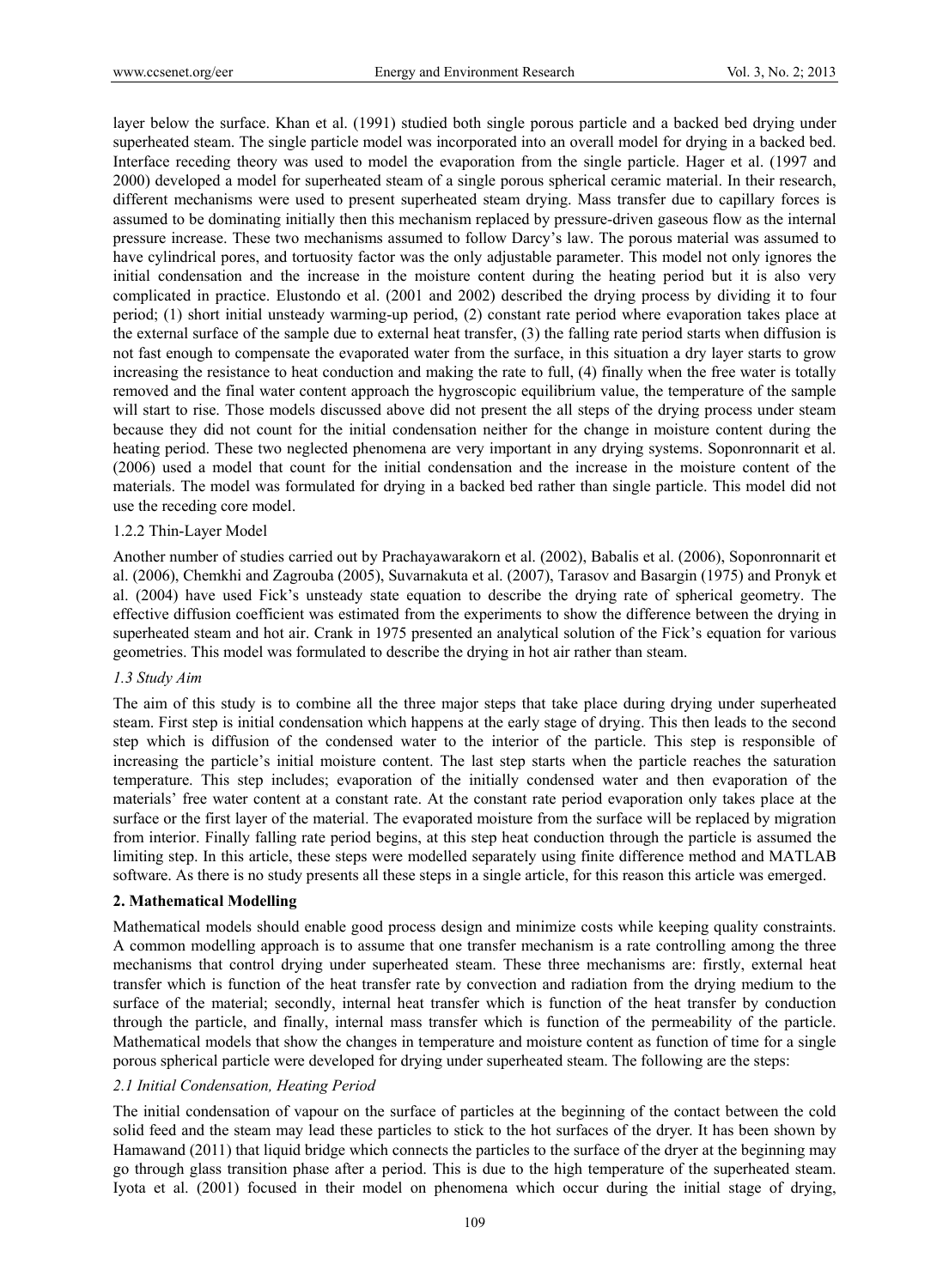layer below the surface. Khan et al. (1991) studied both single porous particle and a backed bed drying under superheated steam. The single particle model was incorporated into an overall model for drying in a backed bed. Interface receding theory was used to model the evaporation from the single particle. Hager et al. (1997 and 2000) developed a model for superheated steam of a single porous spherical ceramic material. In their research, different mechanisms were used to present superheated steam drying. Mass transfer due to capillary forces is assumed to be dominating initially then this mechanism replaced by pressure-driven gaseous flow as the internal pressure increase. These two mechanisms assumed to follow Darcy's law. The porous material was assumed to have cylindrical pores, and tortuosity factor was the only adjustable parameter. This model not only ignores the initial condensation and the increase in the moisture content during the heating period but it is also very complicated in practice. Elustondo et al. (2001 and 2002) described the drying process by dividing it to four period; (1) short initial unsteady warming-up period, (2) constant rate period where evaporation takes place at the external surface of the sample due to external heat transfer, (3) the falling rate period starts when diffusion is not fast enough to compensate the evaporated water from the surface, in this situation a dry layer starts to grow increasing the resistance to heat conduction and making the rate to full, (4) finally when the free water is totally removed and the final water content approach the hygroscopic equilibrium value, the temperature of the sample will start to rise. Those models discussed above did not present the all steps of the drying process under steam because they did not count for the initial condensation neither for the change in moisture content during the heating period. These two neglected phenomena are very important in any drying systems. Soponronnarit et al. (2006) used a model that count for the initial condensation and the increase in the moisture content of the materials. The model was formulated for drying in a backed bed rather than single particle. This model did not use the receding core model.

1.2.2 Thin-Layer Model

Another number of studies carried out by Prachayawarakorn et al. (2002), Babalis et al. (2006), Soponronnarit et al. (2006), Chemkhi and Zagrouba (2005), Suvarnakuta et al. (2007), Tarasov and Basargin (1975) and Pronyk et al. (2004) have used Fick's unsteady state equation to describe the drying rate of spherical geometry. The effective diffusion coefficient was estimated from the experiments to show the difference between the drying in superheated steam and hot air. Crank in 1975 presented an analytical solution of the Fick's equation for various geometries. This model was formulated to describe the drying in hot air rather than steam.

*1.3 Study Aim*

The aim of this study is to combine all the three major steps that take place during drying under superheated steam. First step is initial condensation which happens at the early stage of drying. This then leads to the second step which is diffusion of the condensed water to the interior of the particle. This step is responsible of increasing the particle's initial moisture content. The last step starts when the particle reaches the saturation temperature. This step includes; evaporation of the initially condensed water and then evaporation of the materials' free water content at a constant rate. At the constant rate period evaporation only takes place at the surface or the first layer of the material. The evaporated moisture from the surface will be replaced by migration from interior. Finally falling rate period begins, at this step heat conduction through the particle is assumed the limiting step. In this article, these steps were modelled separately using finite difference method and MATLAB software. As there is no study presents all these steps in a single article, for this reason this article was emerged.

## 2. Mathematical Modelling

Mathematical models should enable good process design and minimize costs while keeping quality constraints. A common modelling approach is to assume that one transfer mechanism is a rate controlling among the three mechanisms that control drying under superheated steam. These three mechanisms are: firstly, external heat transfer which is function of the heat transfer rate by convection and radiation from the drying medium to the surface of the material; secondly, internal heat transfer which is function of the heat transfer by conduction through the particle, and finally, internal mass transfer which is function of the permeability of the particle. Mathematical models that show the changes in temperature and moisture content as function of time for a single porous spherical particle were developed for drying under superheated steam. The following are the steps:

*2.1 Initial Condensation, Heating Period*

The initial condensation of vapour on the surface of particles at the beginning of the contact between the cold solid feed and the steam may lead these particles to stick to the hot surfaces of the dryer. It has been shown by Hamawand (2011) that liquid bridge which connects the particles to the surface of the dryer at the beginning may go through glass transition phase after a period. This is due to the high temperature of the superheated steam. Iyota et al. (2001) focused in their model on phenomena which occur during the initial stage of drying,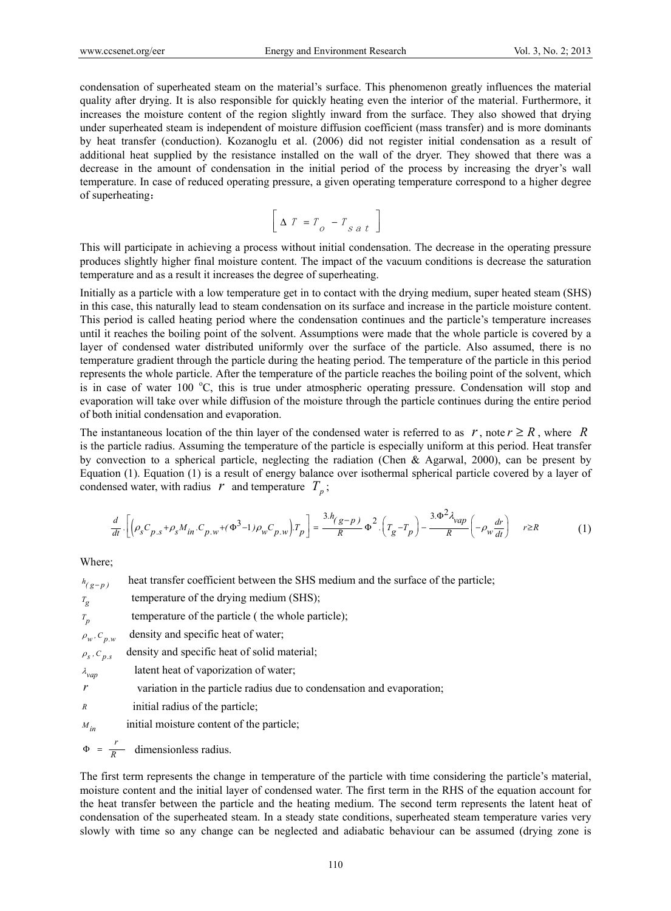condensation of superheated steam on the material's surface. This phenomenon greatly influences the material quality after drying. It is also responsible for quickly heating even the interior of the material. Furthermore, it increases the moisture content of the region slightly inward from the surface. They also showed that drying under superheated steam is independent of moisture diffusion coefficient (mass transfer) and is more dominants by heat transfer (conduction). Kozanoglu et al. (2006) did not register initial condensation as a result of additional heat supplied by the resistance installed on the wall of the dryer. They showed that there was a decrease in the amount of condensation in the initial period of the process by increasing the dryer's wall temperature. In case of reduced operating pressure, a given operating temperature correspond to a higher degree of superheating：

$$\left[ \Delta T = T_o - T_{sat} \right]$$

This will participate in achieving a process without initial condensation. The decrease in the operating pressure produces slightly higher final moisture content. The impact of the vacuum conditions is decrease the saturation temperature and as a result it increases the degree of superheating.

Initially as a particle with a low temperature get in to contact with the drying medium, super heated steam (SHS) in this case, this naturally lead to steam condensation on its surface and increase in the particle moisture content. This period is called heating period where the condensation continues and the particle's temperature increases until it reaches the boiling point of the solvent. Assumptions were made that the whole particle is covered by a layer of condensed water distributed uniformly over the surface of the particle. Also assumed, there is no temperature gradient through the particle during the heating period. The temperature of the particle in this period represents the whole particle. After the temperature of the particle reaches the boiling point of the solvent, which is in case of water 100 °C, this is true under atmospheric operating pressure. Condensation will stop and evaporation will take over while diffusion of the moisture through the particle continues during the entire period of both initial condensation and evaporation.

The instantaneous location of the thin layer of the condensed water is referred to as $r$, note $r \geq R$, where $R$ is the particle radius. Assuming the temperature of the particle is especially uniform at this period. Heat transfer by convection to a spherical particle, neglecting the radiation (Chen & Agarwal, 2000), can be present by Equation (1). Equation (1) is a result of energy balance over isothermal spherical particle covered by a layer of condensed water, with radius $r$ and temperature $T_p$;

$$\frac{d}{dt}\cdot\left[\left(\rho_s C_{p.s} + \rho_s M_{in}.C_{p.w} + (\Phi^3 - 1)\rho_w C_{p.w}\right).T_p\right] = \frac{3.h_{(g-p)}}{R}\Phi^2.\left(T_g - T_p\right) - \frac{3.\Phi^2 \lambda_{vap}}{R}\left(-\rho_w \frac{dr}{dt}\right) \quad r \geq R \tag{1}$$

Where;

$h_{(g-p)}$ heat transfer coefficient between the SHS medium and the surface of the particle;

$T_g$ temperature of the drying medium (SHS);

$T_p$ temperature of the particle ( the whole particle);

$\rho_w, C_{p.w}$ density and specific heat of water;

$\rho_s, C_{p.s}$ density and specific heat of solid material;

$\lambda_{vap}$ latent heat of vaporization of water;

$r$ variation in the particle radius due to condensation and evaporation;

$R$ initial radius of the particle;

$M_{in}$ initial moisture content of the particle;

$\Phi = \frac{r}{R}$ dimensionless radius.

The first term represents the change in temperature of the particle with time considering the particle's material, moisture content and the initial layer of condensed water. The first term in the RHS of the equation account for the heat transfer between the particle and the heating medium. The second term represents the latent heat of condensation of the superheated steam. In a steady state conditions, superheated steam temperature varies very slowly with time so any change can be neglected and adiabatic behaviour can be assumed (drying zone is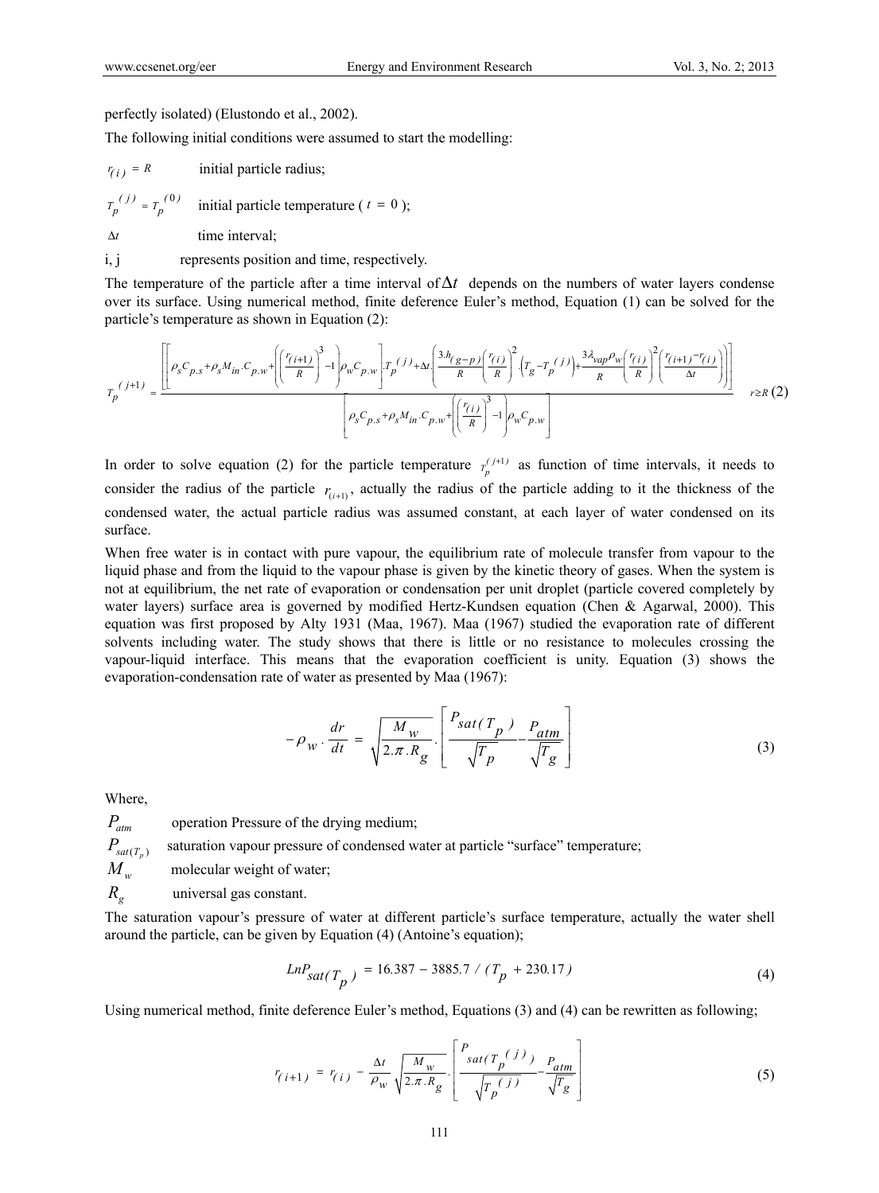perfectly isolated) (Elustondo et al., 2002).

The following initial conditions were assumed to start the modelling:

$r_{(i)} = R$ initial particle radius;

$T_p^{(j)} = T_p^{(0)}$ initial particle temperature ( $t = 0$ );

$\Delta t$ time interval;

i, j represents position and time, respectively.

The temperature of the particle after a time interval of $\Delta t$ depends on the numbers of water layers condense over its surface. Using numerical method, finite deference Euler's method, Equation (1) can be solved for the particle's temperature as shown in Equation (2):

$$T_p^{(j+1)} = \frac{\left[\left[\rho_s C_{p.s} + \rho_s M_{in}.C_{p.w} + \left(\left(\frac{r_{(i+1)}}{R}\right)^3 - 1\right)\rho_w C_{p.w}\right].T_p^{(j)} + \Delta t.\left(\frac{3.h_{(g-p)}}{R}\left(\frac{r_{(i)}}{R}\right)^2.\left(T_g - T_p^{(j)}\right) + \frac{3\lambda_{vap}\rho_w}{R}\left(\frac{r_{(i)}}{R}\right)^2\left(\frac{r_{(i+1)} - r_{(i)}}{\Delta t}\right)\right)\right]}{\left[\rho_s C_{p.s} + \rho_s M_{in}.C_{p.w} + \left(\left(\frac{r_{(i)}}{R}\right)^3 - 1\right)\rho_w C_{p.w}\right]} \quad r \geq R \tag{2}$$

In order to solve equation (2) for the particle temperature $T_p^{(j+1)}$ as function of time intervals, it needs to consider the radius of the particle $r_{(i+1)}$, actually the radius of the particle adding to it the thickness of the condensed water, the actual particle radius was assumed constant, at each layer of water condensed on its surface.

When free water is in contact with pure vapour, the equilibrium rate of molecule transfer from vapour to the liquid phase and from the liquid to the vapour phase is given by the kinetic theory of gases. When the system is not at equilibrium, the net rate of evaporation or condensation per unit droplet (particle covered completely by water layers) surface area is governed by modified Hertz-Kundsen equation (Chen & Agarwal, 2000). This equation was first proposed by Alty 1931 (Maa, 1967). Maa (1967) studied the evaporation rate of different solvents including water. The study shows that there is little or no resistance to molecules crossing the vapour-liquid interface. This means that the evaporation coefficient is unity. Equation (3) shows the evaporation-condensation rate of water as presented by Maa (1967):

$$-\rho_w \cdot \frac{dr}{dt} = \sqrt{\frac{M_w}{2.\pi.R_g}}.\left[\frac{P_{sat(T_p)}}{\sqrt{T_p}} - \frac{P_{atm}}{\sqrt{T_g}}\right] \tag{3}$$

Where,

$P_{atm}$ operation Pressure of the drying medium;

$P_{sat(T_p)}$ saturation vapour pressure of condensed water at particle "surface" temperature;

$M_w$ molecular weight of water;

$R_g$ universal gas constant.

The saturation vapour's pressure of water at different particle's surface temperature, actually the water shell around the particle, can be given by Equation (4) (Antoine's equation);

$$LnP_{sat(T_p)} = 16.387 - 3885.7 / (T_p + 230.17) \tag{4}$$

Using numerical method, finite deference Euler's method, Equations (3) and (4) can be rewritten as following;

$$r_{(i+1)} = r_{(i)} - \frac{\Delta t}{\rho_w}\sqrt{\frac{M_w}{2.\pi.R_g}}.\left[\frac{P_{sat(T_p^{(j)})}}{\sqrt{T_p^{(j)}}} - \frac{P_{atm}}{\sqrt{T_g}}\right] \tag{5}$$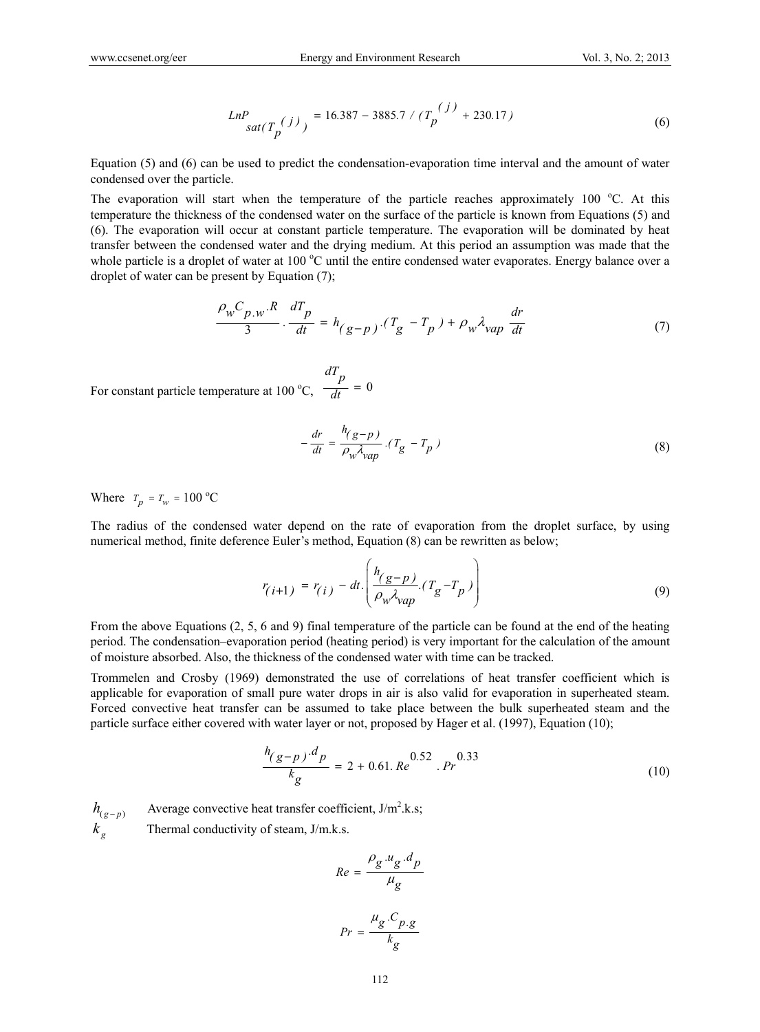$$LnP_{sat(T_p^{(j)})} = 16.387 - 3885.7 / (T_p^{(j)} + 230.17) \tag{6}$$

Equation (5) and (6) can be used to predict the condensation-evaporation time interval and the amount of water condensed over the particle.

The evaporation will start when the temperature of the particle reaches approximately 100 °C. At this temperature the thickness of the condensed water on the surface of the particle is known from Equations (5) and (6). The evaporation will occur at constant particle temperature. The evaporation will be dominated by heat transfer between the condensed water and the drying medium. At this period an assumption was made that the whole particle is a droplet of water at 100 °C until the entire condensed water evaporates. Energy balance over a droplet of water can be present by Equation (7);

$$\frac{\rho_w C_{p.w}.R}{3} . \frac{dT_p}{dt} = h_{(g-p)}.(T_g - T_p) + \rho_w \lambda_{vap} \frac{dr}{dt} \tag{7}$$

For constant particle temperature at 100 °C, $\frac{dT_p}{dt} = 0$

$$-\frac{dr}{dt} = \frac{h_{(g-p)}}{\rho_w \lambda_{vap}}.(T_g - T_p) \tag{8}$$

Where $T_p = T_w = 100$ °C

The radius of the condensed water depend on the rate of evaporation from the droplet surface, by using numerical method, finite deference Euler's method, Equation (8) can be rewritten as below;

$$r_{(i+1)} = r_{(i)} - dt.\left(\frac{h_{(g-p)}}{\rho_w \lambda_{vap}}.(T_g - T_p)\right) \tag{9}$$

From the above Equations (2, 5, 6 and 9) final temperature of the particle can be found at the end of the heating period. The condensation–evaporation period (heating period) is very important for the calculation of the amount of moisture absorbed. Also, the thickness of the condensed water with time can be tracked.

Trommelen and Crosby (1969) demonstrated the use of correlations of heat transfer coefficient which is applicable for evaporation of small pure water drops in air is also valid for evaporation in superheated steam. Forced convective heat transfer can be assumed to take place between the bulk superheated steam and the particle surface either covered with water layer or not, proposed by Hager et al. (1997), Equation (10);

$$\frac{h_{(g-p)}.d_p}{k_g} = 2 + 0.61.Re^{0.52}.Pr^{0.33} \tag{10}$$

$h_{(g-p)}$ Average convective heat transfer coefficient, J/m$^2$.k.s;

$k_g$ Thermal conductivity of steam, J/m.k.s.

$$Re = \frac{\rho_g.u_g.d_p}{\mu_g}$$

$$Pr = \frac{\mu_g.C_{p.g}}{k_g}$$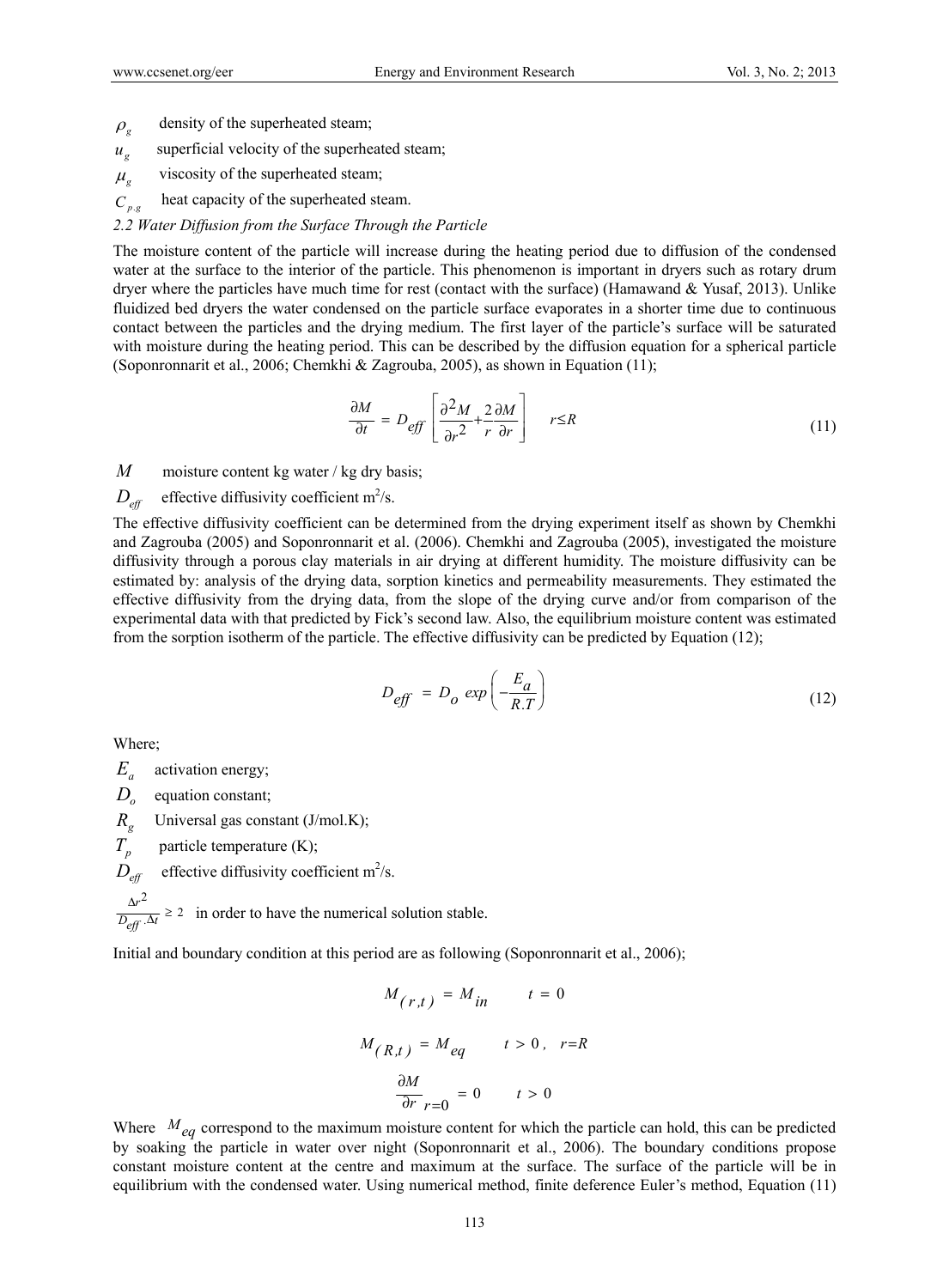$\rho_g$ density of the superheated steam;

$u_g$ superficial velocity of the superheated steam;

$\mu_g$ viscosity of the superheated steam;

$C_{p.g}$ heat capacity of the superheated steam.

*2.2 Water Diffusion from the Surface Through the Particle*

The moisture content of the particle will increase during the heating period due to diffusion of the condensed water at the surface to the interior of the particle. This phenomenon is important in dryers such as rotary drum dryer where the particles have much time for rest (contact with the surface) (Hamawand & Yusaf, 2013). Unlike fluidized bed dryers the water condensed on the particle surface evaporates in a shorter time due to continuous contact between the particles and the drying medium. The first layer of the particle's surface will be saturated with moisture during the heating period. This can be described by the diffusion equation for a spherical particle (Soponronnarit et al., 2006; Chemkhi & Zagrouba, 2005), as shown in Equation (11);

$$\frac{\partial M}{\partial t} = D_{eff}\left[\frac{\partial^2 M}{\partial r^2} + \frac{2}{r}\frac{\partial M}{\partial r}\right] \quad r \leq R \tag{11}$$

$M$ moisture content kg water / kg dry basis;

$D_{eff}$ effective diffusivity coefficient m$^2$/s.

The effective diffusivity coefficient can be determined from the drying experiment itself as shown by Chemkhi and Zagrouba (2005) and Soponronnarit et al. (2006). Chemkhi and Zagrouba (2005), investigated the moisture diffusivity through a porous clay materials in air drying at different humidity. The moisture diffusivity can be estimated by: analysis of the drying data, sorption kinetics and permeability measurements. They estimated the effective diffusivity from the drying data, from the slope of the drying curve and/or from comparison of the experimental data with that predicted by Fick's second law. Also, the equilibrium moisture content was estimated from the sorption isotherm of the particle. The effective diffusivity can be predicted by Equation (12);

$$D_{eff} = D_o \exp\left(-\frac{E_a}{R.T}\right) \tag{12}$$

Where;

$E_a$ activation energy;

$D_o$ equation constant;

$R_g$ Universal gas constant (J/mol.K);

$T_p$ particle temperature (K);

$D_{eff}$ effective diffusivity coefficient m$^2$/s.

$\frac{\Delta r^2}{D_{eff}.\Delta t} \geq 2$ in order to have the numerical solution stable.

Initial and boundary condition at this period are as following (Soponronnarit et al., 2006);

$$M_{(r,t)} = M_{in} \qquad t = 0$$

$$M_{(R,t)} = M_{eq} \qquad t > 0, \quad r = R$$

$$\frac{\partial M}{\partial r}_{r=0} = 0 \qquad t > 0$$

Where $M_{eq}$ correspond to the maximum moisture content for which the particle can hold, this can be predicted by soaking the particle in water over night (Soponronnarit et al., 2006). The boundary conditions propose constant moisture content at the centre and maximum at the surface. The surface of the particle will be in equilibrium with the condensed water. Using numerical method, finite deference Euler's method, Equation (11)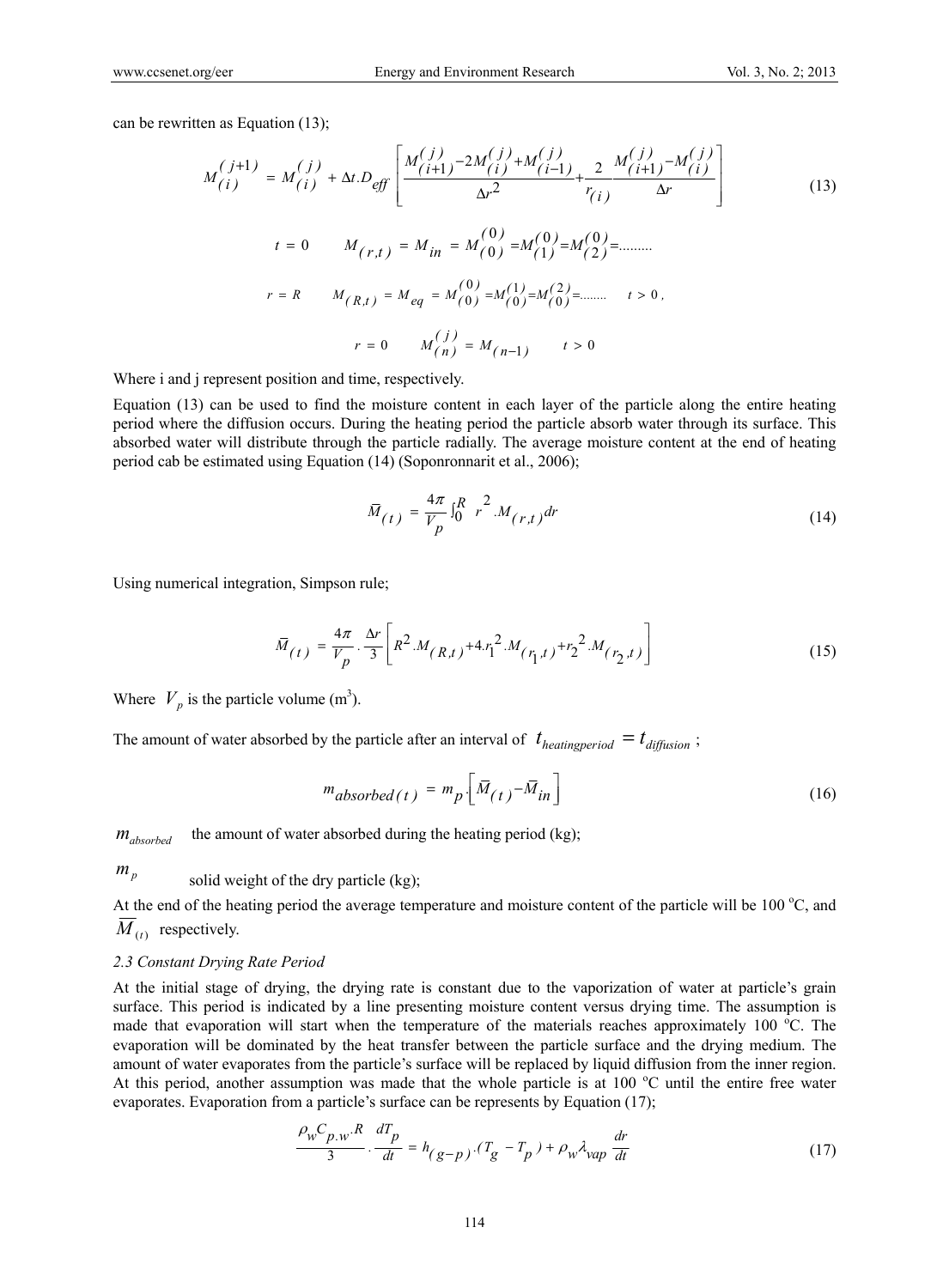can be rewritten as Equation (13);

$$M_{(i)}^{(j+1)} = M_{(i)}^{(j)} + \Delta t . D_{eff} \left[ \frac{M_{(i+1)}^{(j)} - 2M_{(i)}^{(j)} + M_{(i-1)}^{(j)}}{\Delta r^2} + \frac{2}{r_{(i)}} \cdot \frac{M_{(i+1)}^{(j)} - M_{(i)}^{(j)}}{\Delta r} \right] \tag{13}$$

$$t = 0 \qquad M_{(r,t)} = M_{in} = M_{(0)}^{(0)} = M_{(1)}^{(0)} = M_{(2)}^{(0)} = \ldots\ldots\ldots$$

$$r = R \qquad M_{(R,t)} = M_{eq} = M_{(0)}^{(0)} = M_{(0)}^{(1)} = M_{(0)}^{(2)} = \ldots\ldots\ldots \qquad t > 0\,,$$

$$r = 0 \qquad M_{(n)}^{(j)} = M_{(n-1)} \qquad t > 0$$

Where i and j represent position and time, respectively.

Equation (13) can be used to find the moisture content in each layer of the particle along the entire heating period where the diffusion occurs. During the heating period the particle absorb water through its surface. This absorbed water will distribute through the particle radially. The average moisture content at the end of heating period cab be estimated using Equation (14) (Soponronnarit et al., 2006);

$$\bar{M}_{(t)} = \frac{4\pi}{V_p} \int_0^R r^2 . M_{(r,t)} dr \tag{14}$$

Using numerical integration, Simpson rule;

$$\bar{M}_{(t)} = \frac{4\pi}{V_p} \cdot \frac{\Delta r}{3} \left[ R^2 . M_{(R,t)} + 4 . r_1^2 . M_{(r_1,t)} + r_2^2 . M_{(r_2,t)} \right] \tag{15}$$

Where $V_p$ is the particle volume ($m^3$).

The amount of water absorbed by the particle after an interval of $t_{heatingperiod} = t_{diffusion}$ ;

$$m_{absorbed(t)} = m_p . \left[ \bar{M}_{(t)} - \bar{M}_{in} \right] \tag{16}$$

$m_{absorbed}$ the amount of water absorbed during the heating period (kg);

$m_p$ solid weight of the dry particle (kg);

At the end of the heating period the average temperature and moisture content of the particle will be 100 °C, and $\bar{M}_{(t)}$ respectively.

### 2.3 Constant Drying Rate Period

At the initial stage of drying, the drying rate is constant due to the vaporization of water at particle's grain surface. This period is indicated by a line presenting moisture content versus drying time. The assumption is made that evaporation will start when the temperature of the materials reaches approximately 100 °C. The evaporation will be dominated by the heat transfer between the particle surface and the drying medium. The amount of water evaporates from the particle's surface will be replaced by liquid diffusion from the inner region. At this period, another assumption was made that the whole particle is at 100 °C until the entire free water evaporates. Evaporation from a particle's surface can be represents by Equation (17);

$$\frac{\rho_w C_{p.w} . R}{3} \cdot \frac{dT_p}{dt} = h_{(g-p)} . (T_g - T_p) + \rho_w \lambda_{vap} \frac{dr}{dt} \tag{17}$$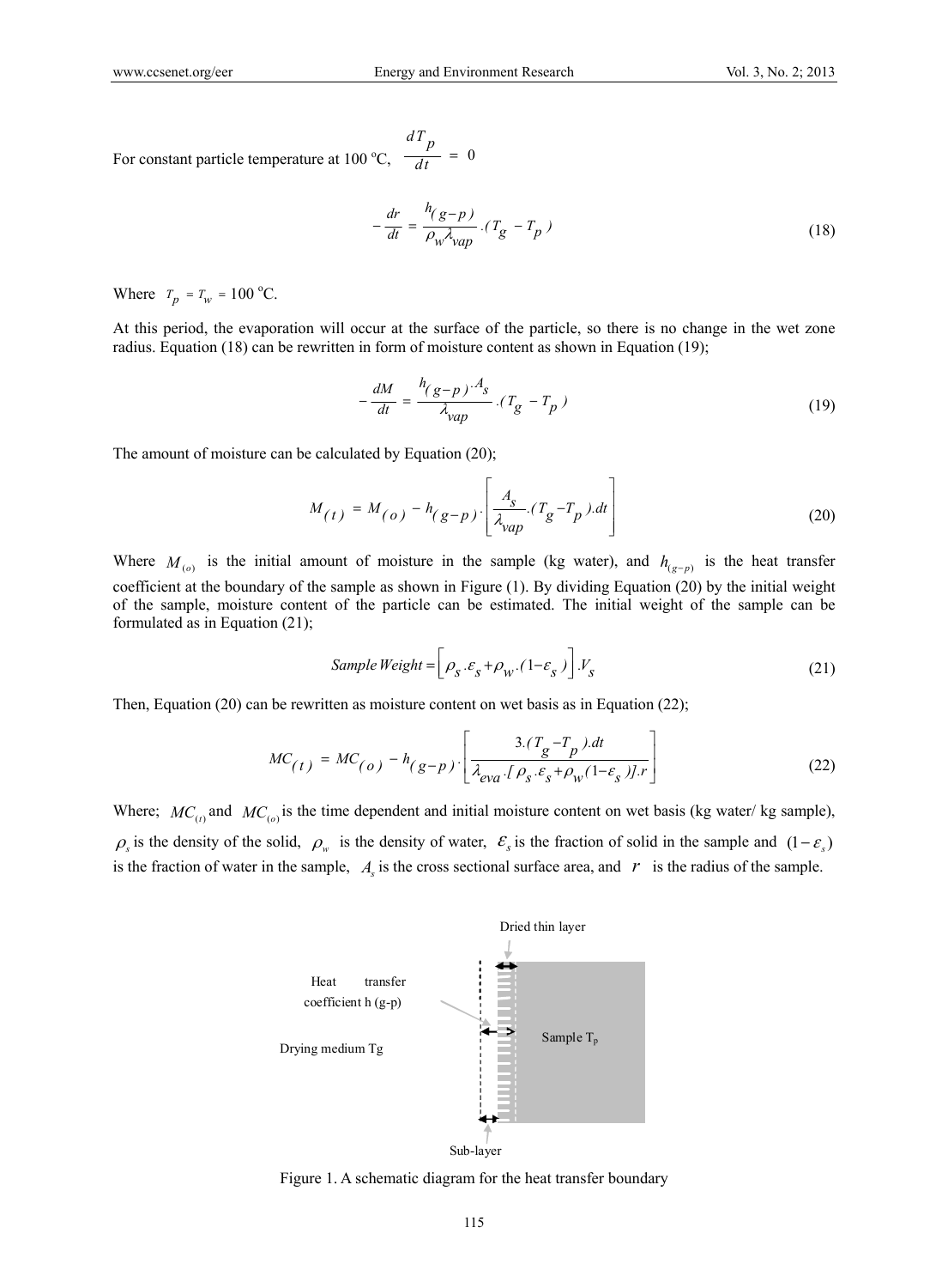For constant particle temperature at 100 °C, $\frac{dT_p}{dt} = 0$

$$-\frac{dr}{dt} = \frac{h_{(g-p)}}{\rho_w \lambda_{vap}} .(T_g - T_p) \tag{18}$$

Where $T_p = T_w = 100$ °C.

At this period, the evaporation will occur at the surface of the particle, so there is no change in the wet zone radius. Equation (18) can be rewritten in form of moisture content as shown in Equation (19);

$$-\frac{dM}{dt} = \frac{h_{(g-p)}.A_s}{\lambda_{vap}} .(T_g - T_p) \tag{19}$$

The amount of moisture can be calculated by Equation (20);

$$M_{(t)} = M_{(o)} - h_{(g-p)} \cdot \left[ \frac{A_s}{\lambda_{vap}} .(T_g - T_p).dt \right] \tag{20}$$

Where $M_{(o)}$ is the initial amount of moisture in the sample (kg water), and $h_{(g-p)}$ is the heat transfer coefficient at the boundary of the sample as shown in Figure (1). By dividing Equation (20) by the initial weight of the sample, moisture content of the particle can be estimated. The initial weight of the sample can be formulated as in Equation (21);

$$Sample\,Weight = \left[ \rho_s .\varepsilon_s + \rho_w .(1-\varepsilon_s) \right] .V_s \tag{21}$$

Then, Equation (20) can be rewritten as moisture content on wet basis as in Equation (22);

$$MC_{(t)} = MC_{(o)} - h_{(g-p)} \cdot \left[ \frac{3.(T_g - T_p).dt}{\lambda_{eva} .[\rho_s .\varepsilon_s + \rho_w (1-\varepsilon_s)].r} \right] \tag{22}$$

Where; $MC_{(t)}$ and $MC_{(o)}$ is the time dependent and initial moisture content on wet basis (kg water/ kg sample), $\rho_s$ is the density of the solid, $\rho_w$ is the density of water, $\varepsilon_s$ is the fraction of solid in the sample and $(1-\varepsilon_s)$ is the fraction of water in the sample, $A_s$ is the cross sectional surface area, and $r$ is the radius of the sample.

Dried thin layer

Heat transfer coefficient h (g-p)

Drying medium Tg

Sample $T_p$

Sub-layer

Figure 1. A schematic diagram for the heat transfer boundary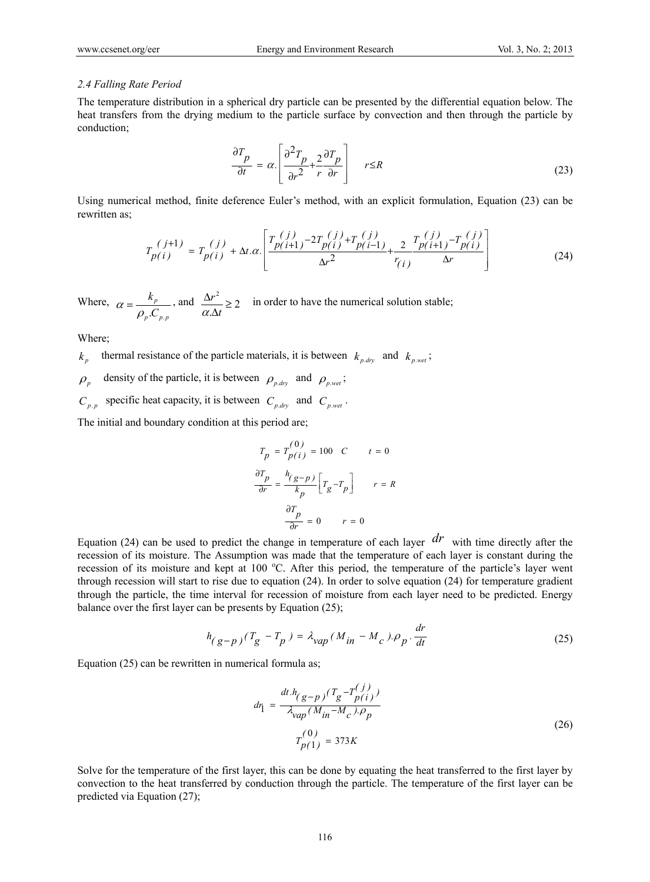### *2.4 Falling Rate Period*

The temperature distribution in a spherical dry particle can be presented by the differential equation below. The heat transfers from the drying medium to the particle surface by convection and then through the particle by conduction;

$$\frac{\partial T_p}{\partial t} = \alpha.\left[\frac{\partial^2 T_p}{\partial r^2} + \frac{2}{r}\frac{\partial T_p}{\partial r}\right] \qquad r \leq R \tag{23}$$

Using numerical method, finite deference Euler's method, with an explicit formulation, Equation (23) can be rewritten as;

$$T_{p(i)}^{(j+1)} = T_{p(i)}^{(j)} + \Delta t.\alpha.\left[\frac{T_{p(i+1)}^{(j)} - 2T_{p(i)}^{(j)} + T_{p(i-1)}^{(j)}}{\Delta r^2} + \frac{2}{r_{(i)}}\frac{T_{p(i+1)}^{(j)} - T_{p(i)}^{(j)}}{\Delta r}\right] \tag{24}$$

Where, $\alpha = \frac{k_p}{\rho_p.C_{p.p}}$, and $\frac{\Delta r^2}{\alpha.\Delta t} \geq 2$ in order to have the numerical solution stable;

Where;

$k_p$ thermal resistance of the particle materials, it is between $k_{p.dry}$ and $k_{p.wet}$;

$\rho_p$ density of the particle, it is between $\rho_{p.dry}$ and $\rho_{p.wet}$;

$C_{p.p}$ specific heat capacity, it is between $C_{p.dry}$ and $C_{p.wet}$.

The initial and boundary condition at this period are;

$$T_p = T_{p(i)}^{(0)} = 100 \quad C \qquad t = 0$$

$$\frac{\partial T_p}{\partial r} = \frac{h_{(g-p)}}{k_p}\left[T_g - T_p\right] \qquad r = R$$

$$\frac{\partial T_p}{\partial r} = 0 \qquad r = 0$$

Equation (24) can be used to predict the change in temperature of each layer $dr$ with time directly after the recession of its moisture. The Assumption was made that the temperature of each layer is constant during the recession of its moisture and kept at 100 °C. After this period, the temperature of the particle's layer went through recession will start to rise due to equation (24). In order to solve equation (24) for temperature gradient through the particle, the time interval for recession of moisture from each layer need to be predicted. Energy balance over the first layer can be presents by Equation (25);

$$h_{(g-p)}(T_g - T_p) = \lambda_{vap}(M_{in} - M_c).\rho_p.\frac{dr}{dt} \tag{25}$$

Equation (25) can be rewritten in numerical formula as;

$$dr_1 = \frac{dt.h_{(g-p)}(T_g - T_{p(i)}^{(j)})}{\lambda_{vap}(M_{in} - M_c).\rho_p}$$

$$T_{p(1)}^{(0)} = 373K \tag{26}$$

Solve for the temperature of the first layer, this can be done by equating the heat transferred to the first layer by convection to the heat transferred by conduction through the particle. The temperature of the first layer can be predicted via Equation (27);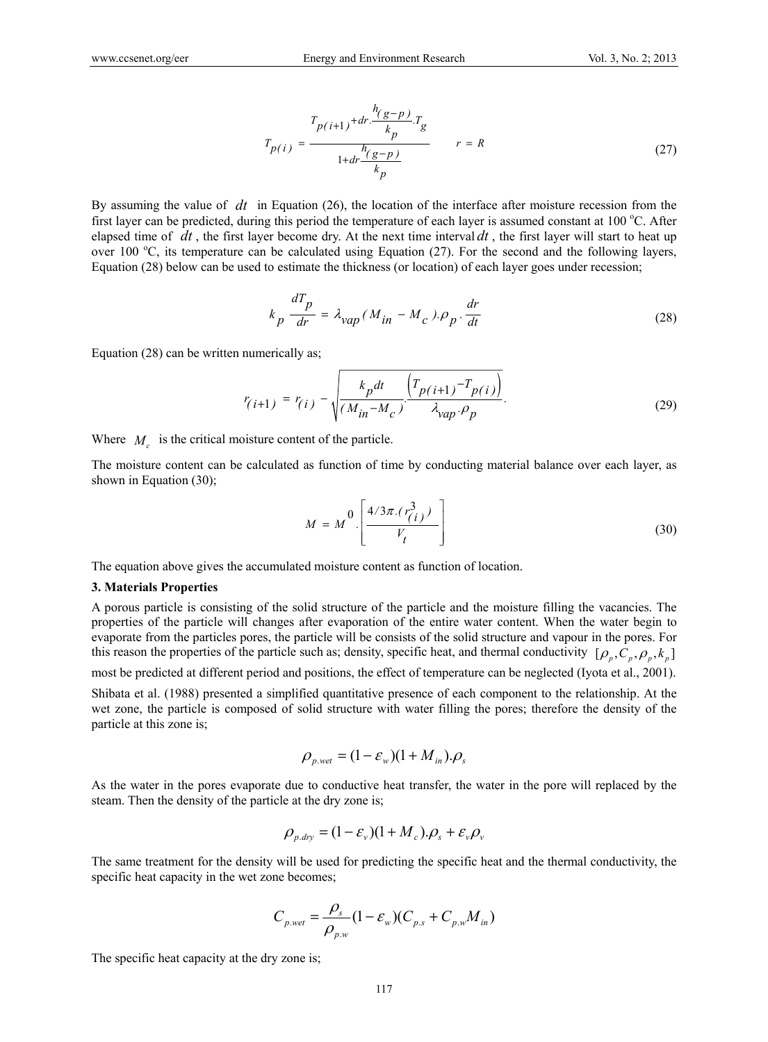$$T_{p(i)} = \frac{T_{p(i+1)} + dr \cdot \frac{h_{(g-p)}}{k_p} \cdot T_g}{1 + dr \frac{h_{(g-p)}}{k_p}} \qquad r = R \tag{27}$$

By assuming the value of $dt$ in Equation (26), the location of the interface after moisture recession from the first layer can be predicted, during this period the temperature of each layer is assumed constant at 100 °C. After elapsed time of $dt$, the first layer become dry. At the next time interval $dt$, the first layer will start to heat up over 100 °C, its temperature can be calculated using Equation (27). For the second and the following layers, Equation (28) below can be used to estimate the thickness (or location) of each layer goes under recession;

$$k_p \frac{dT_p}{dr} = \lambda_{vap} (M_{in} - M_c).\rho_p \cdot \frac{dr}{dt} \tag{28}$$

Equation (28) can be written numerically as;

$$r_{(i+1)} = r_{(i)} - \sqrt{\frac{k_p dt}{(M_{in} - M_c)} \cdot \frac{\left(T_{p(i+1)} - T_{p(i)}\right)}{\lambda_{vap} \cdot \rho_p}}. \tag{29}$$

Where $M_c$ is the critical moisture content of the particle.

The moisture content can be calculated as function of time by conducting material balance over each layer, as shown in Equation (30);

$$M = M^0 \cdot \left[\frac{4/3\pi.(r_{(i)}^3)}{V_t}\right] \tag{30}$$

The equation above gives the accumulated moisture content as function of location.

### 3. Materials Properties

A porous particle is consisting of the solid structure of the particle and the moisture filling the vacancies. The properties of the particle will changes after evaporation of the entire water content. When the water begin to evaporate from the particles pores, the particle will be consists of the solid structure and vapour in the pores. For this reason the properties of the particle such as; density, specific heat, and thermal conductivity $[\rho_p, C_p, \rho_p, k_p]$ most be predicted at different period and positions, the effect of temperature can be neglected (Iyota et al., 2001).

Shibata et al. (1988) presented a simplified quantitative presence of each component to the relationship. At the wet zone, the particle is composed of solid structure with water filling the pores; therefore the density of the particle at this zone is;

$$\rho_{p.wet} = (1 - \varepsilon_w)(1 + M_{in}).\rho_s$$

As the water in the pores evaporate due to conductive heat transfer, the water in the pore will replaced by the steam. Then the density of the particle at the dry zone is;

$$\rho_{p.dry} = (1 - \varepsilon_v)(1 + M_c).\rho_s + \varepsilon_v \rho_v$$

The same treatment for the density will be used for predicting the specific heat and the thermal conductivity, the specific heat capacity in the wet zone becomes;

$$C_{p.wet} = \frac{\rho_s}{\rho_{p.w}}(1 - \varepsilon_w)(C_{p.s} + C_{p.w} M_{in})$$

The specific heat capacity at the dry zone is;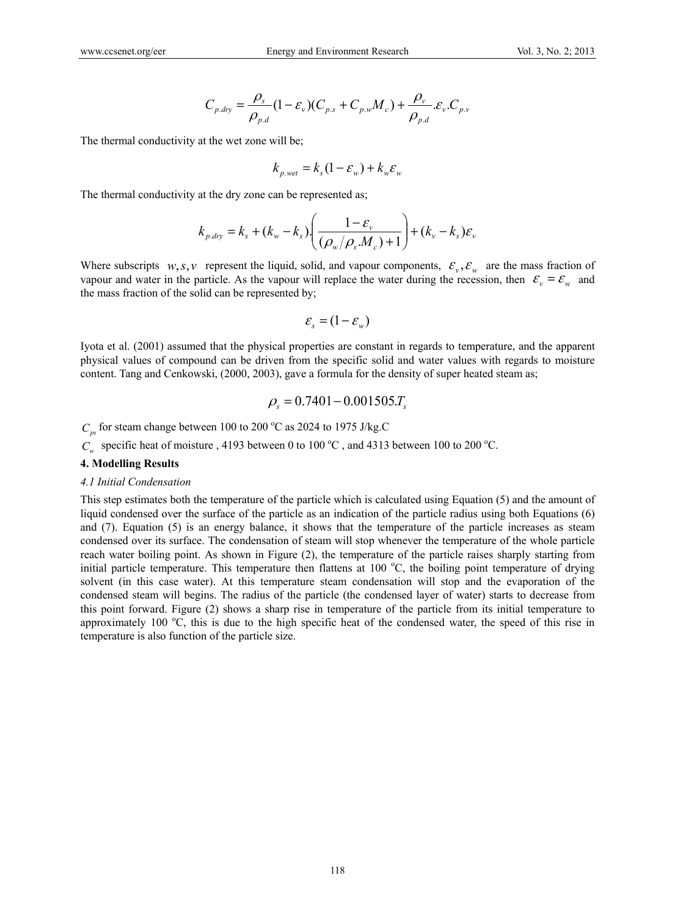$$C_{p.dry} = \frac{\rho_s}{\rho_{p.d}}(1-\varepsilon_v)(C_{p.s} + C_{p.w}M_c) + \frac{\rho_v}{\rho_{p.d}}.\varepsilon_v.C_{p.v}$$

The thermal conductivity at the wet zone will be;

$$k_{p.wet} = k_s(1-\varepsilon_w) + k_w\varepsilon_w$$

The thermal conductivity at the dry zone can be represented as;

$$k_{p.dry} = k_s + (k_w - k_s).\left(\frac{1-\varepsilon_v}{(\rho_w/\rho_s.M_c)+1}\right) + (k_v - k_s)\varepsilon_v$$

Where subscripts $w, s, v$ represent the liquid, solid, and vapour components, $\varepsilon_v, \varepsilon_w$ are the mass fraction of vapour and water in the particle. As the vapour will replace the water during the recession, then $\varepsilon_v = \varepsilon_w$ and the mass fraction of the solid can be represented by;

$$\varepsilon_s = (1-\varepsilon_w)$$

Iyota et al. (2001) assumed that the physical properties are constant in regards to temperature, and the apparent physical values of compound can be driven from the specific solid and water values with regards to moisture content. Tang and Cenkowski, (2000, 2003), gave a formula for the density of super heated steam as;

$$\rho_s = 0.7401 - 0.001505.T_s$$

$C_{ps}$ for steam change between 100 to 200 $^{o}$C as 2024 to 1975 J/kg.C

$C_w$ specific heat of moisture , 4193 between 0 to 100 $^{o}$C , and 4313 between 100 to 200 $^{o}$C.

## 4. Modelling Results

### *4.1 Initial Condensation*

This step estimates both the temperature of the particle which is calculated using Equation (5) and the amount of liquid condensed over the surface of the particle as an indication of the particle radius using both Equations (6) and (7). Equation (5) is an energy balance, it shows that the temperature of the particle increases as steam condensed over its surface. The condensation of steam will stop whenever the temperature of the whole particle reach water boiling point. As shown in Figure (2), the temperature of the particle raises sharply starting from initial particle temperature. This temperature then flattens at 100 $^{o}$C, the boiling point temperature of drying solvent (in this case water). At this temperature steam condensation will stop and the evaporation of the condensed steam will begins. The radius of the particle (the condensed layer of water) starts to decrease from this point forward. Figure (2) shows a sharp rise in temperature of the particle from its initial temperature to approximately 100 $^{o}$C, this is due to the high specific heat of the condensed water, the speed of this rise in temperature is also function of the particle size.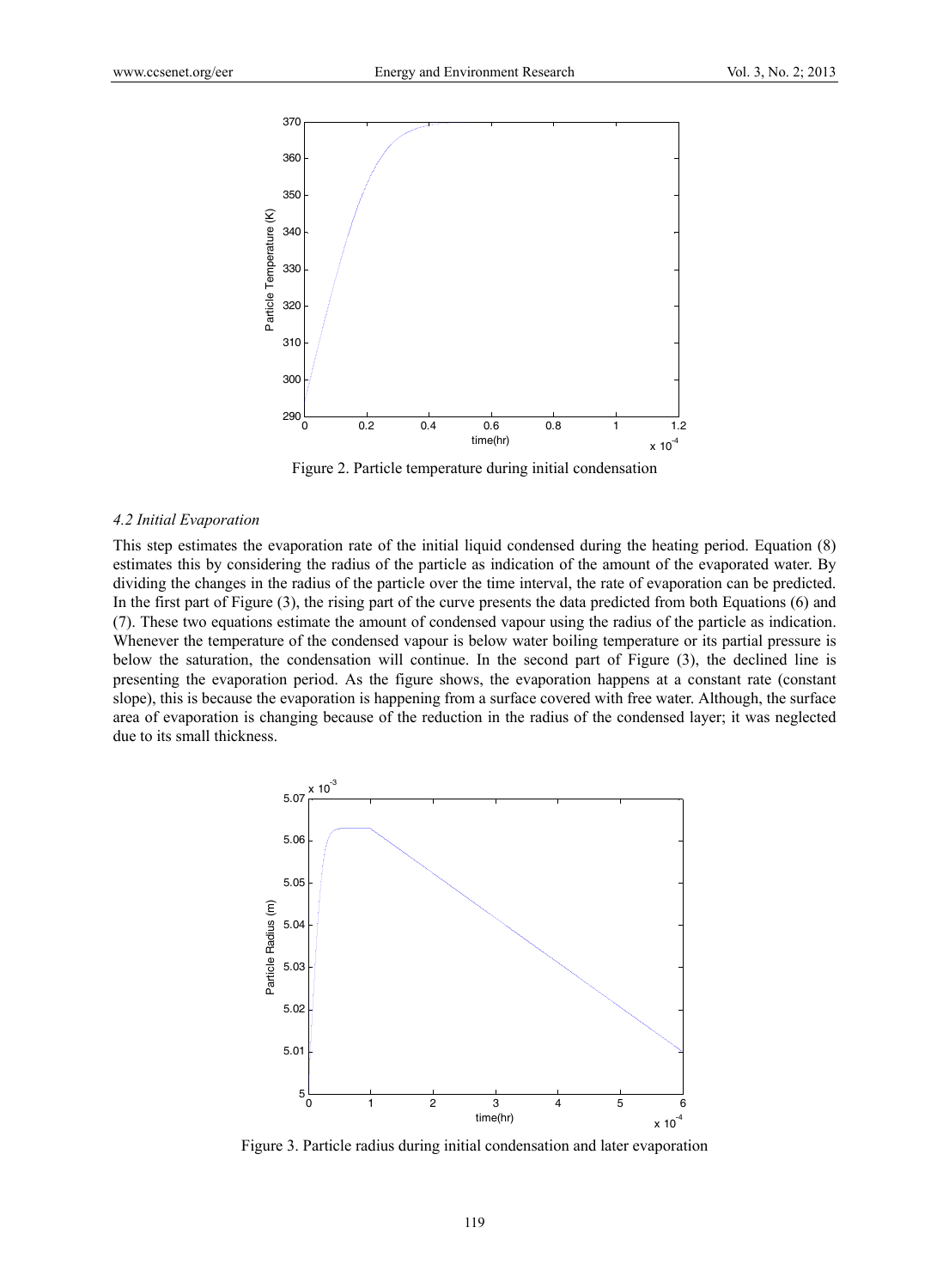Figure 2. Particle temperature during initial condensation

### 4.2 Initial Evaporation

This step estimates the evaporation rate of the initial liquid condensed during the heating period. Equation (8) estimates this by considering the radius of the particle as indication of the amount of the evaporated water. By dividing the changes in the radius of the particle over the time interval, the rate of evaporation can be predicted. In the first part of Figure (3), the rising part of the curve presents the data predicted from both Equations (6) and (7). These two equations estimate the amount of condensed vapour using the radius of the particle as indication. Whenever the temperature of the condensed vapour is below water boiling temperature or its partial pressure is below the saturation, the condensation will continue. In the second part of Figure (3), the declined line is presenting the evaporation period. As the figure shows, the evaporation happens at a constant rate (constant slope), this is because the evaporation is happening from a surface covered with free water. Although, the surface area of evaporation is changing because of the reduction in the radius of the condensed layer; it was neglected due to its small thickness.

Figure 3. Particle radius during initial condensation and later evaporation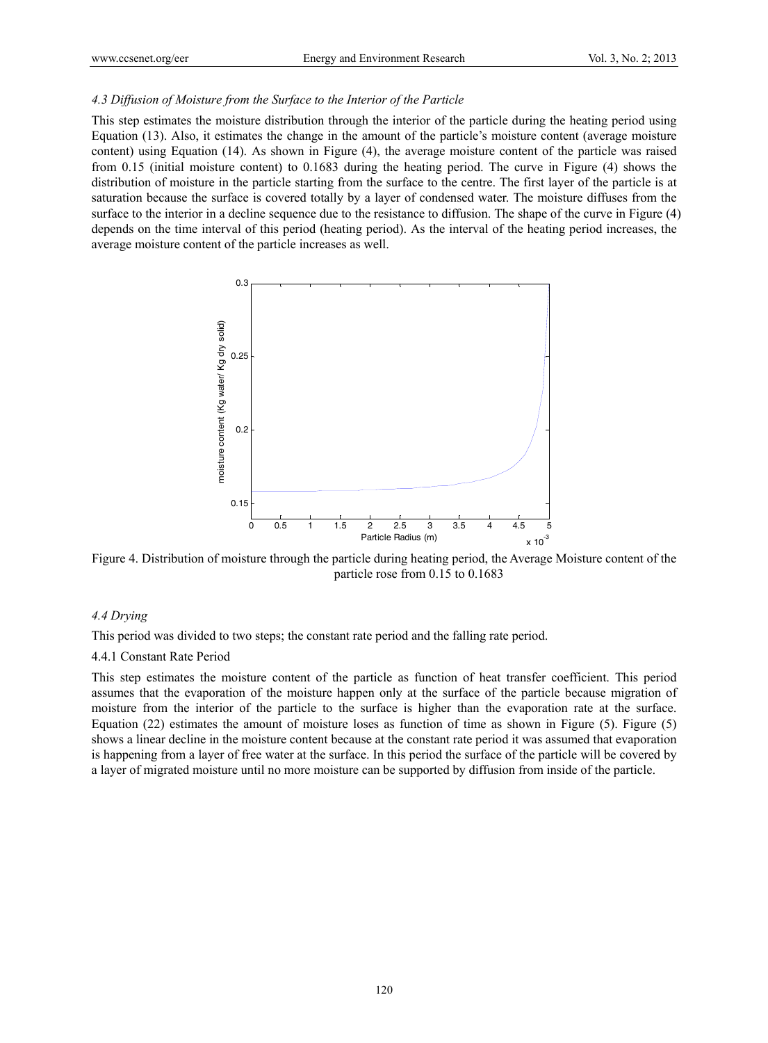### *4.3 Diffusion of Moisture from the Surface to the Interior of the Particle*

This step estimates the moisture distribution through the interior of the particle during the heating period using Equation (13). Also, it estimates the change in the amount of the particle's moisture content (average moisture content) using Equation (14). As shown in Figure (4), the average moisture content of the particle was raised from 0.15 (initial moisture content) to 0.1683 during the heating period. The curve in Figure (4) shows the distribution of moisture in the particle starting from the surface to the centre. The first layer of the particle is at saturation because the surface is covered totally by a layer of condensed water. The moisture diffuses from the surface to the interior in a decline sequence due to the resistance to diffusion. The shape of the curve in Figure (4) depends on the time interval of this period (heating period). As the interval of the heating period increases, the average moisture content of the particle increases as well.

Figure 4. Distribution of moisture through the particle during heating period, the Average Moisture content of the particle rose from 0.15 to 0.1683

### *4.4 Drying*

This period was divided to two steps; the constant rate period and the falling rate period.

#### 4.4.1 Constant Rate Period

This step estimates the moisture content of the particle as function of heat transfer coefficient. This period assumes that the evaporation of the moisture happen only at the surface of the particle because migration of moisture from the interior of the particle to the surface is higher than the evaporation rate at the surface. Equation (22) estimates the amount of moisture loses as function of time as shown in Figure (5). Figure (5) shows a linear decline in the moisture content because at the constant rate period it was assumed that evaporation is happening from a layer of free water at the surface. In this period the surface of the particle will be covered by a layer of migrated moisture until no more moisture can be supported by diffusion from inside of the particle.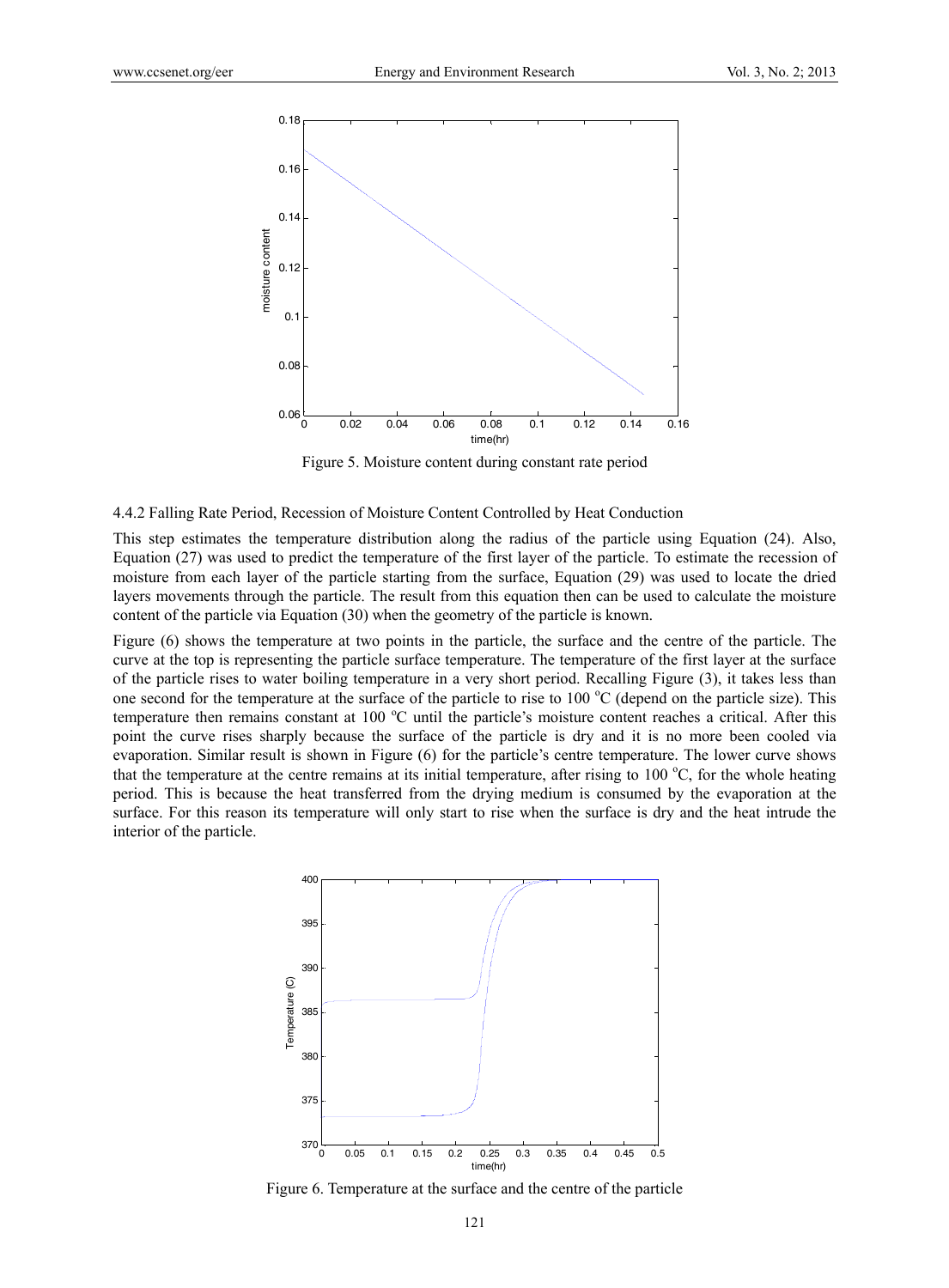Figure 5. Moisture content during constant rate period

4.4.2 Falling Rate Period, Recession of Moisture Content Controlled by Heat Conduction

This step estimates the temperature distribution along the radius of the particle using Equation (24). Also, Equation (27) was used to predict the temperature of the first layer of the particle. To estimate the recession of moisture from each layer of the particle starting from the surface, Equation (29) was used to locate the dried layers movements through the particle. The result from this equation then can be used to calculate the moisture content of the particle via Equation (30) when the geometry of the particle is known.

Figure (6) shows the temperature at two points in the particle, the surface and the centre of the particle. The curve at the top is representing the particle surface temperature. The temperature of the first layer at the surface of the particle rises to water boiling temperature in a very short period. Recalling Figure (3), it takes less than one second for the temperature at the surface of the particle to rise to 100 $^{o}$C (depend on the particle size). This temperature then remains constant at 100 $^{o}$C until the particle's moisture content reaches a critical. After this point the curve rises sharply because the surface of the particle is dry and it is no more been cooled via evaporation. Similar result is shown in Figure (6) for the particle's centre temperature. The lower curve shows that the temperature at the centre remains at its initial temperature, after rising to 100 $^{o}$C, for the whole heating period. This is because the heat transferred from the drying medium is consumed by the evaporation at the surface. For this reason its temperature will only start to rise when the surface is dry and the heat intrude the interior of the particle.

Figure 6. Temperature at the surface and the centre of the particle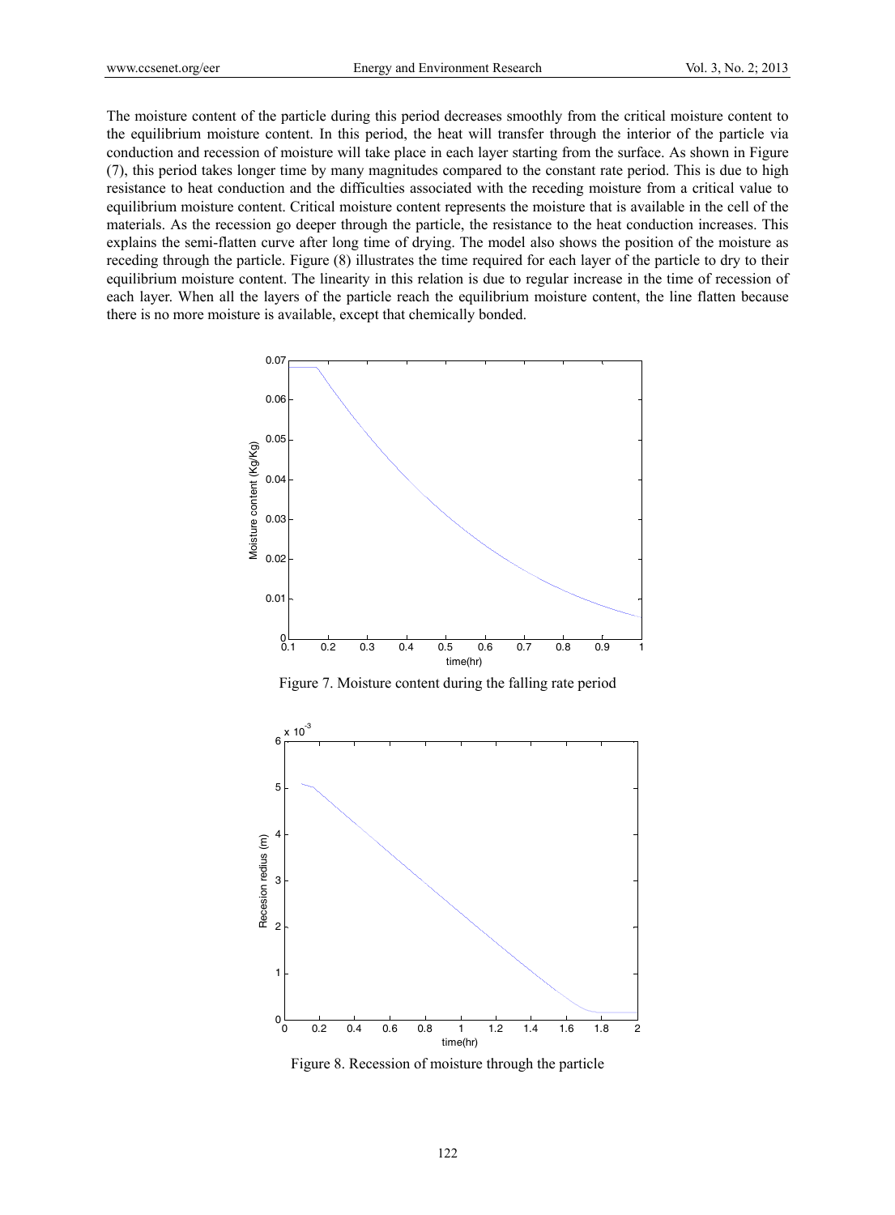The moisture content of the particle during this period decreases smoothly from the critical moisture content to the equilibrium moisture content. In this period, the heat will transfer through the interior of the particle via conduction and recession of moisture will take place in each layer starting from the surface. As shown in Figure (7), this period takes longer time by many magnitudes compared to the constant rate period. This is due to high resistance to heat conduction and the difficulties associated with the receding moisture from a critical value to equilibrium moisture content. Critical moisture content represents the moisture that is available in the cell of the materials. As the recession go deeper through the particle, the resistance to the heat conduction increases. This explains the semi-flatten curve after long time of drying. The model also shows the position of the moisture as receding through the particle. Figure (8) illustrates the time required for each layer of the particle to dry to their equilibrium moisture content. The linearity in this relation is due to regular increase in the time of recession of each layer. When all the layers of the particle reach the equilibrium moisture content, the line flatten because there is no more moisture is available, except that chemically bonded.

Figure 7. Moisture content during the falling rate period

Figure 8. Recession of moisture through the particle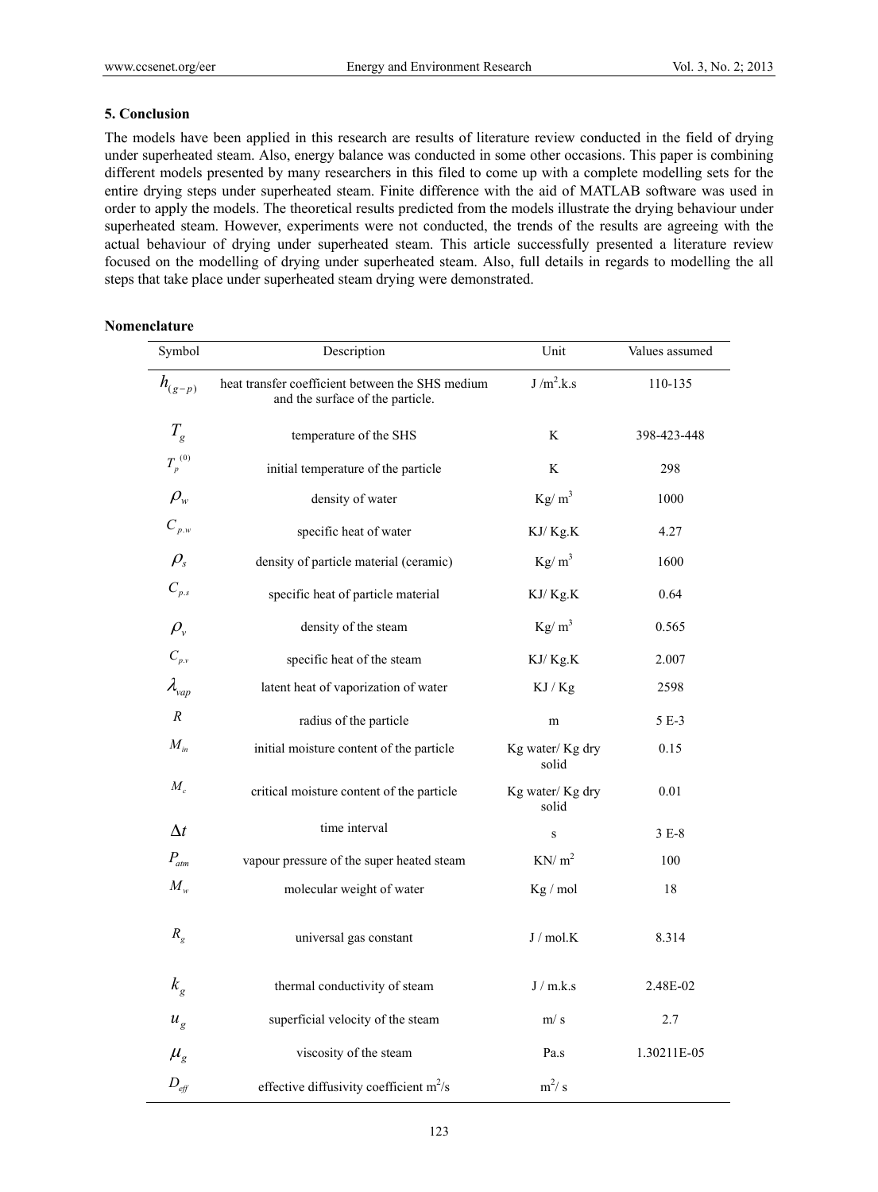## 5. Conclusion

The models have been applied in this research are results of literature review conducted in the field of drying under superheated steam. Also, energy balance was conducted in some other occasions. This paper is combining different models presented by many researchers in this filed to come up with a complete modelling sets for the entire drying steps under superheated steam. Finite difference with the aid of MATLAB software was used in order to apply the models. The theoretical results predicted from the models illustrate the drying behaviour under superheated steam. However, experiments were not conducted, the trends of the results are agreeing with the actual behaviour of drying under superheated steam. This article successfully presented a literature review focused on the modelling of drying under superheated steam. Also, full details in regards to modelling the all steps that take place under superheated steam drying were demonstrated.

## Nomenclature

| Symbol | Description | Unit | Values assumed |
|---|---|---|---|
| $h_{(g-p)}$ | heat transfer coefficient between the SHS medium and the surface of the particle. | J /m$^2$.k.s | 110-135 |
| $T_g$ | temperature of the SHS | K | 398-423-448 |
| $T_p^{(0)}$ | initial temperature of the particle | K | 298 |
| $\rho_w$ | density of water | Kg/ m$^3$ | 1000 |
| $C_{p.w}$ | specific heat of water | KJ/ Kg.K | 4.27 |
| $\rho_s$ | density of particle material (ceramic) | Kg/ m$^3$ | 1600 |
| $C_{p.s}$ | specific heat of particle material | KJ/ Kg.K | 0.64 |
| $\rho_v$ | density of the steam | Kg/ m$^3$ | 0.565 |
| $C_{p.v}$ | specific heat of the steam | KJ/ Kg.K | 2.007 |
| $\lambda_{vap}$ | latent heat of vaporization of water | KJ / Kg | 2598 |
| $R$ | radius of the particle | m | 5 E-3 |
| $M_{in}$ | initial moisture content of the particle | Kg water/ Kg dry solid | 0.15 |
| $M_c$ | critical moisture content of the particle | Kg water/ Kg dry solid | 0.01 |
| $\Delta t$ | time interval | s | 3 E-8 |
| $P_{atm}$ | vapour pressure of the super heated steam | KN/ m$^2$ | 100 |
| $M_w$ | molecular weight of water | Kg / mol | 18 |
| $R_g$ | universal gas constant | J / mol.K | 8.314 |
| $k_g$ | thermal conductivity of steam | J / m.k.s | 2.48E-02 |
| $u_g$ | superficial velocity of the steam | m/ s | 2.7 |
| $\mu_g$ | viscosity of the steam | Pa.s | 1.30211E-05 |
| $D_{eff}$ | effective diffusivity coefficient m$^2$/s | m$^2$/ s | |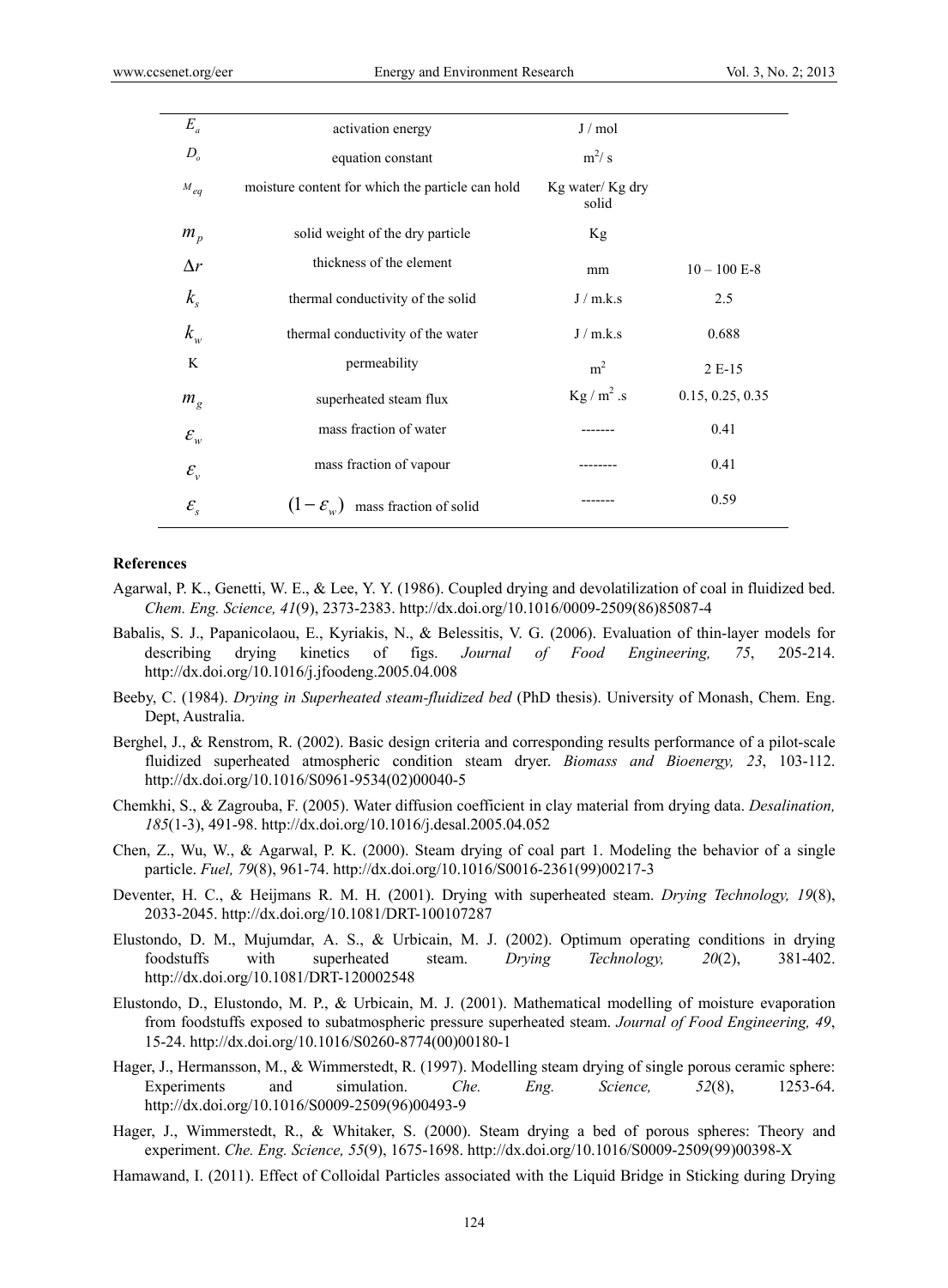| | | | |
|---|---|---|---|
| $E_a$ | activation energy | J / mol | |
| $D_o$ | equation constant | $m^2$/ s | |
| $M_{eq}$ | moisture content for which the particle can hold | Kg water/ Kg dry solid | |
| $m_p$ | solid weight of the dry particle | Kg | |
| $\Delta r$ | thickness of the element | mm | 10 – 100 E-8 |
| $k_s$ | thermal conductivity of the solid | J / m.k.s | 2.5 |
| $k_w$ | thermal conductivity of the water | J / m.k.s | 0.688 |
| K | permeability | $m^2$ | 2 E-15 |
| $m_g$ | superheated steam flux | Kg / $m^2$ .s | 0.15, 0.25, 0.35 |
| $\varepsilon_w$ | mass fraction of water | ------- | 0.41 |
| $\varepsilon_v$ | mass fraction of vapour | -------- | 0.41 |
| $\varepsilon_s$ | $(1-\varepsilon_w)$ mass fraction of solid | ------- | 0.59 |

**References**

Agarwal, P. K., Genetti, W. E., & Lee, Y. Y. (1986). Coupled drying and devolatilization of coal in fluidized bed. *Chem. Eng. Science, 41*(9), 2373-2383. http://dx.doi.org/10.1016/0009-2509(86)85087-4

Babalis, S. J., Papanicolaou, E., Kyriakis, N., & Belessitis, V. G. (2006). Evaluation of thin-layer models for describing drying kinetics of figs. *Journal of Food Engineering, 75*, 205-214. http://dx.doi.org/10.1016/j.jfoodeng.2005.04.008

Beeby, C. (1984). *Drying in Superheated steam-fluidized bed* (PhD thesis). University of Monash, Chem. Eng. Dept, Australia.

Berghel, J., & Renstrom, R. (2002). Basic design criteria and corresponding results performance of a pilot-scale fluidized superheated atmospheric condition steam dryer. *Biomass and Bioenergy, 23*, 103-112. http://dx.doi.org/10.1016/S0961-9534(02)00040-5

Chemkhi, S., & Zagrouba, F. (2005). Water diffusion coefficient in clay material from drying data. *Desalination, 185*(1-3), 491-98. http://dx.doi.org/10.1016/j.desal.2005.04.052

Chen, Z., Wu, W., & Agarwal, P. K. (2000). Steam drying of coal part 1. Modeling the behavior of a single particle. *Fuel, 79*(8), 961-74. http://dx.doi.org/10.1016/S0016-2361(99)00217-3

Deventer, H. C., & Heijmans R. M. H. (2001). Drying with superheated steam. *Drying Technology, 19*(8), 2033-2045. http://dx.doi.org/10.1081/DRT-100107287

Elustondo, D. M., Mujumdar, A. S., & Urbicain, M. J. (2002). Optimum operating conditions in drying foodstuffs with superheated steam. *Drying Technology, 20*(2), 381-402. http://dx.doi.org/10.1081/DRT-120002548

Elustondo, D., Elustondo, M. P., & Urbicain, M. J. (2001). Mathematical modelling of moisture evaporation from foodstuffs exposed to subatmospheric pressure superheated steam. *Journal of Food Engineering, 49*, 15-24. http://dx.doi.org/10.1016/S0260-8774(00)00180-1

Hager, J., Hermansson, M., & Wimmerstedt, R. (1997). Modelling steam drying of single porous ceramic sphere: Experiments and simulation. *Che. Eng. Science, 52*(8), 1253-64. http://dx.doi.org/10.1016/S0009-2509(96)00493-9

Hager, J., Wimmerstedt, R., & Whitaker, S. (2000). Steam drying a bed of porous spheres: Theory and experiment. *Che. Eng. Science, 55*(9), 1675-1698. http://dx.doi.org/10.1016/S0009-2509(99)00398-X

Hamawand, I. (2011). Effect of Colloidal Particles associated with the Liquid Bridge in Sticking during Drying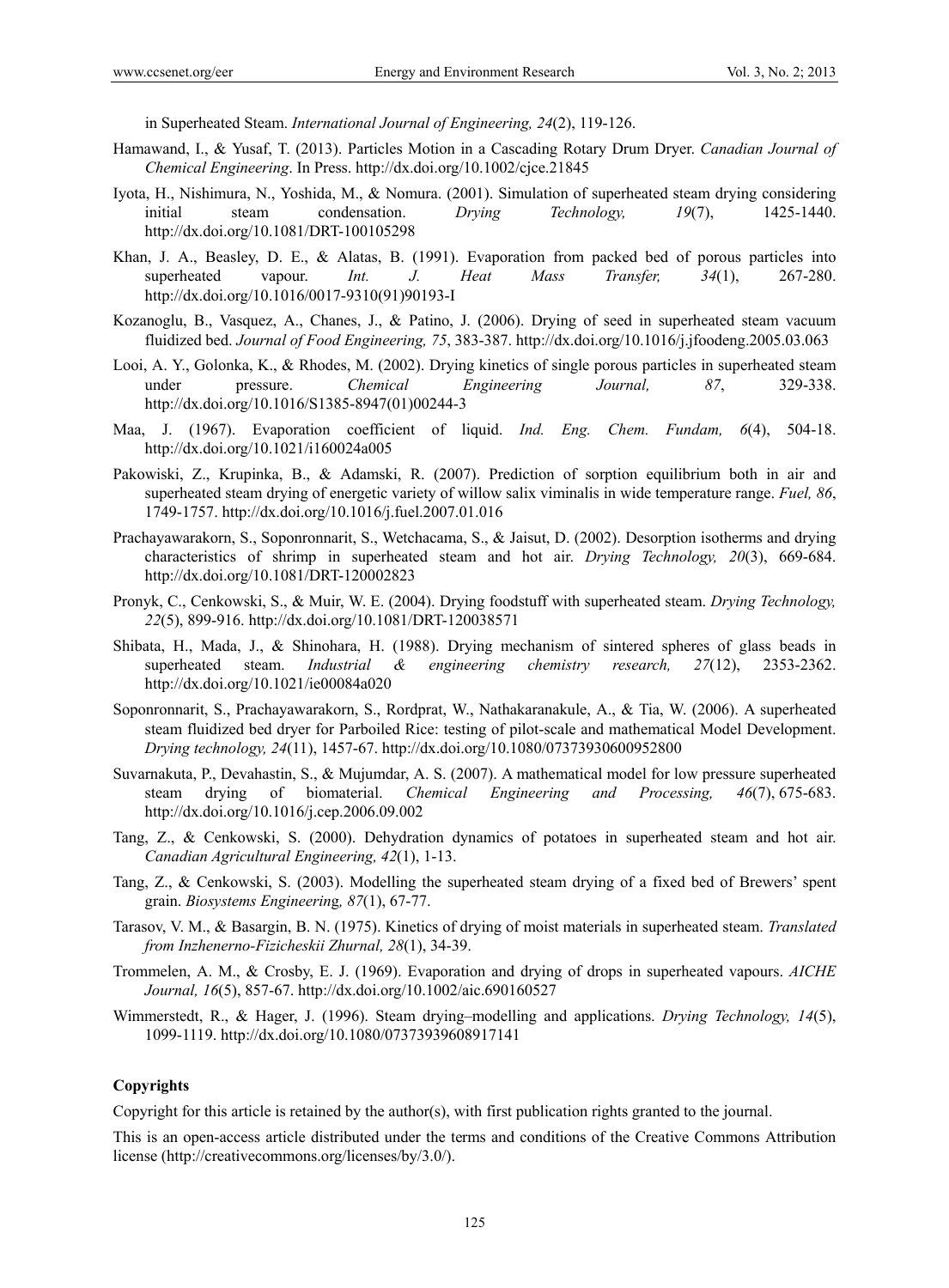in Superheated Steam. *International Journal of Engineering, 24*(2), 119-126.

Hamawand, I., & Yusaf, T. (2013). Particles Motion in a Cascading Rotary Drum Dryer. *Canadian Journal of Chemical Engineering*. In Press. http://dx.doi.org/10.1002/cjce.21845

Iyota, H., Nishimura, N., Yoshida, M., & Nomura. (2001). Simulation of superheated steam drying considering initial steam condensation. *Drying Technology, 19*(7), 1425-1440. http://dx.doi.org/10.1081/DRT-100105298

Khan, J. A., Beasley, D. E., & Alatas, B. (1991). Evaporation from packed bed of porous particles into superheated vapour. *Int. J. Heat Mass Transfer, 34*(1), 267-280. http://dx.doi.org/10.1016/0017-9310(91)90193-I

Kozanoglu, B., Vasquez, A., Chanes, J., & Patino, J. (2006). Drying of seed in superheated steam vacuum fluidized bed. *Journal of Food Engineering, 75*, 383-387. http://dx.doi.org/10.1016/j.jfoodeng.2005.03.063

Looi, A. Y., Golonka, K., & Rhodes, M. (2002). Drying kinetics of single porous particles in superheated steam under pressure. *Chemical Engineering Journal, 87*, 329-338. http://dx.doi.org/10.1016/S1385-8947(01)00244-3

Maa, J. (1967). Evaporation coefficient of liquid. *Ind. Eng. Chem. Fundam, 6*(4), 504-18. http://dx.doi.org/10.1021/i160024a005

Pakowiski, Z., Krupinka, B., & Adamski, R. (2007). Prediction of sorption equilibrium both in air and superheated steam drying of energetic variety of willow salix viminalis in wide temperature range. *Fuel, 86*, 1749-1757. http://dx.doi.org/10.1016/j.fuel.2007.01.016

Prachayawarakorn, S., Soponronnarit, S., Wetchacama, S., & Jaisut, D. (2002). Desorption isotherms and drying characteristics of shrimp in superheated steam and hot air. *Drying Technology, 20*(3), 669-684. http://dx.doi.org/10.1081/DRT-120002823

Pronyk, C., Cenkowski, S., & Muir, W. E. (2004). Drying foodstuff with superheated steam. *Drying Technology, 22*(5), 899-916. http://dx.doi.org/10.1081/DRT-120038571

Shibata, H., Mada, J., & Shinohara, H. (1988). Drying mechanism of sintered spheres of glass beads in superheated steam. *Industrial & engineering chemistry research, 27*(12), 2353-2362. http://dx.doi.org/10.1021/ie00084a020

Soponronnarit, S., Prachayawarakorn, S., Rordprat, W., Nathakaranakule, A., & Tia, W. (2006). A superheated steam fluidized bed dryer for Parboiled Rice: testing of pilot-scale and mathematical Model Development. *Drying technology, 24*(11), 1457-67. http://dx.doi.org/10.1080/07373930600952800

Suvarnakuta, P., Devahastin, S., & Mujumdar, A. S. (2007). A mathematical model for low pressure superheated steam drying of biomaterial. *Chemical Engineering and Processing, 46*(7), 675-683. http://dx.doi.org/10.1016/j.cep.2006.09.002

Tang, Z., & Cenkowski, S. (2000). Dehydration dynamics of potatoes in superheated steam and hot air. *Canadian Agricultural Engineering, 42*(1), 1-13.

Tang, Z., & Cenkowski, S. (2003). Modelling the superheated steam drying of a fixed bed of Brewers' spent grain. *Biosystems Engineering, 87*(1), 67-77.

Tarasov, V. M., & Basargin, B. N. (1975). Kinetics of drying of moist materials in superheated steam. *Translated from Inzhenerno-Fizicheskii Zhurnal, 28*(1), 34-39.

Trommelen, A. M., & Crosby, E. J. (1969). Evaporation and drying of drops in superheated vapours. *AICHE Journal, 16*(5), 857-67. http://dx.doi.org/10.1002/aic.690160527

Wimmerstedt, R., & Hager, J. (1996). Steam drying–modelling and applications. *Drying Technology, 14*(5), 1099-1119. http://dx.doi.org/10.1080/07373939608917141

### Copyrights

Copyright for this article is retained by the author(s), with first publication rights granted to the journal.

This is an open-access article distributed under the terms and conditions of the Creative Commons Attribution license (http://creativecommons.org/licenses/by/3.0/).